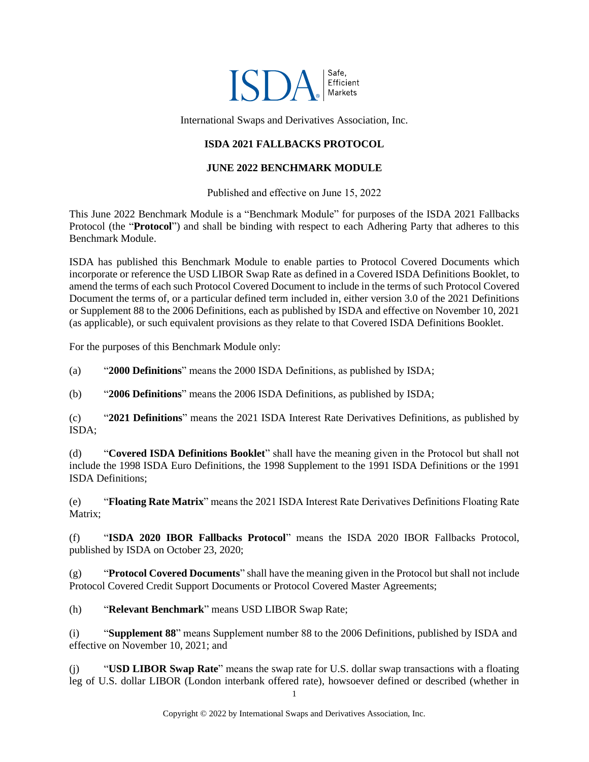International Swaps and Derivatives Association, Inc.

**ISDA 2021 FALLBACKS PROTOCOL**

**JUNE 2022 BENCHMARK MODULE**

Published and effective on June 15, 2022

This June 2022 Benchmark Module is a "Benchmark Module" for purposes of the ISDA 2021 Fallbacks Protocol (the "**Protocol**") and shall be binding with respect to each Adhering Party that adheres to this Benchmark Module.

ISDA has published this Benchmark Module to enable parties to Protocol Covered Documents which incorporate or reference the USD LIBOR Swap Rate as defined in a Covered ISDA Definitions Booklet, to amend the terms of each such Protocol Covered Document to include in the terms of such Protocol Covered Document the terms of, or a particular defined term included in, either version 3.0 of the 2021 Definitions or Supplement 88 to the 2006 Definitions, each as published by ISDA and effective on November 10, 2021 (as applicable), or such equivalent provisions as they relate to that Covered ISDA Definitions Booklet.

For the purposes of this Benchmark Module only:

(a) "**2000 Definitions**" means the 2000 ISDA Definitions, as published by ISDA;

(b) "**2006 Definitions**" means the 2006 ISDA Definitions, as published by ISDA;

(c) "**2021 Definitions**" means the 2021 ISDA Interest Rate Derivatives Definitions, as published by ISDA;

(d) "**Covered ISDA Definitions Booklet**" shall have the meaning given in the Protocol but shall not include the 1998 ISDA Euro Definitions, the 1998 Supplement to the 1991 ISDA Definitions or the 1991 ISDA Definitions;

(e) "**Floating Rate Matrix**" means the 2021 ISDA Interest Rate Derivatives Definitions Floating Rate Matrix;

(f) "**ISDA 2020 IBOR Fallbacks Protocol**" means the ISDA 2020 IBOR Fallbacks Protocol, published by ISDA on October 23, 2020;

(g) "**Protocol Covered Documents**" shall have the meaning given in the Protocol but shall not include Protocol Covered Credit Support Documents or Protocol Covered Master Agreements;

(h) "**Relevant Benchmark**" means USD LIBOR Swap Rate;

(i) "**Supplement 88**" means Supplement number 88 to the 2006 Definitions, published by ISDA and effective on November 10, 2021; and

(j) "**USD LIBOR Swap Rate**" means the swap rate for U.S. dollar swap transactions with a floating leg of U.S. dollar LIBOR (London interbank offered rate), howsoever defined or described (whether in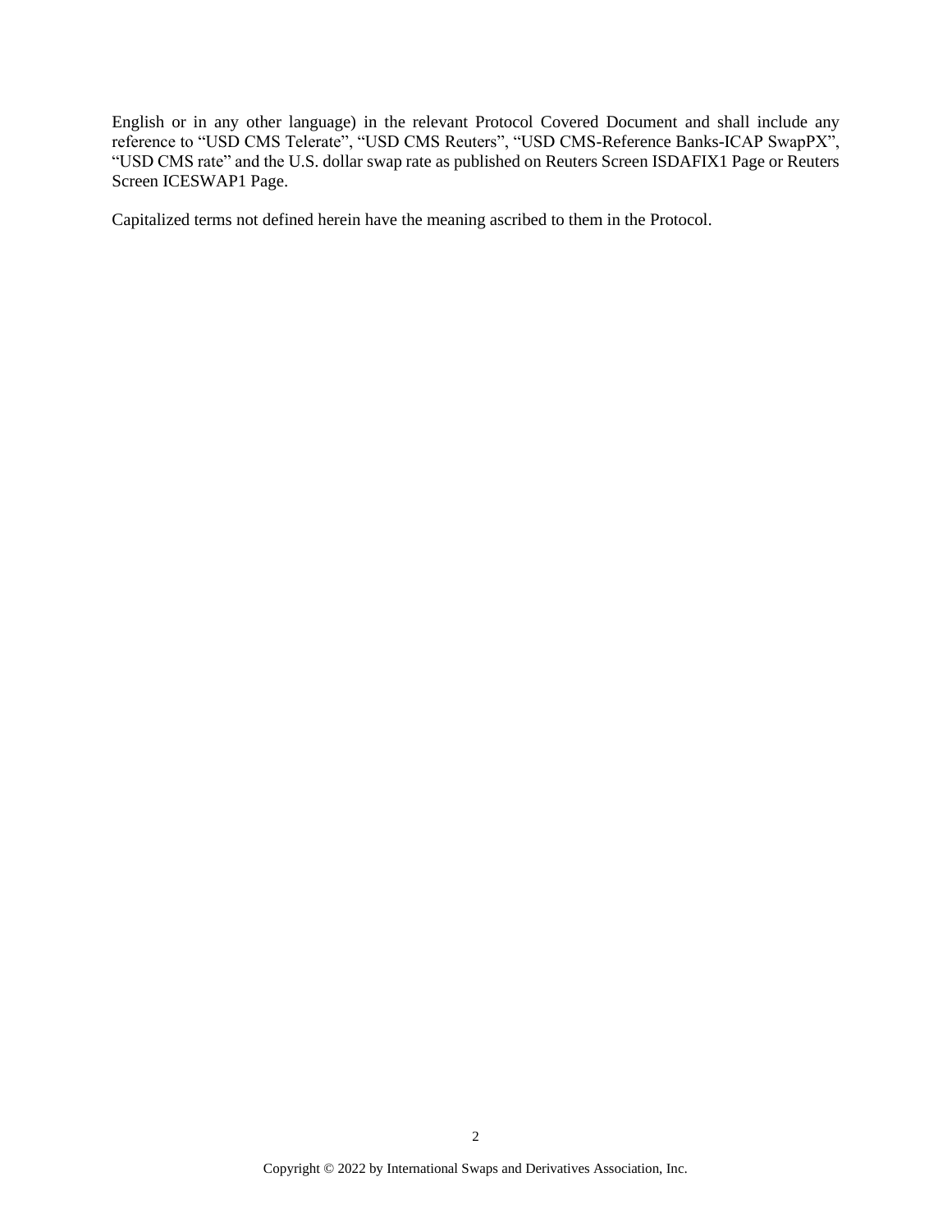English or in any other language) in the relevant Protocol Covered Document and shall include any reference to "USD CMS Telerate", "USD CMS Reuters", "USD CMS-Reference Banks-ICAP SwapPX", "USD CMS rate" and the U.S. dollar swap rate as published on Reuters Screen ISDAFIX1 Page or Reuters Screen ICESWAP1 Page.

Capitalized terms not defined herein have the meaning ascribed to them in the Protocol.

Copyright © 2022 by International Swaps and Derivatives Association, Inc.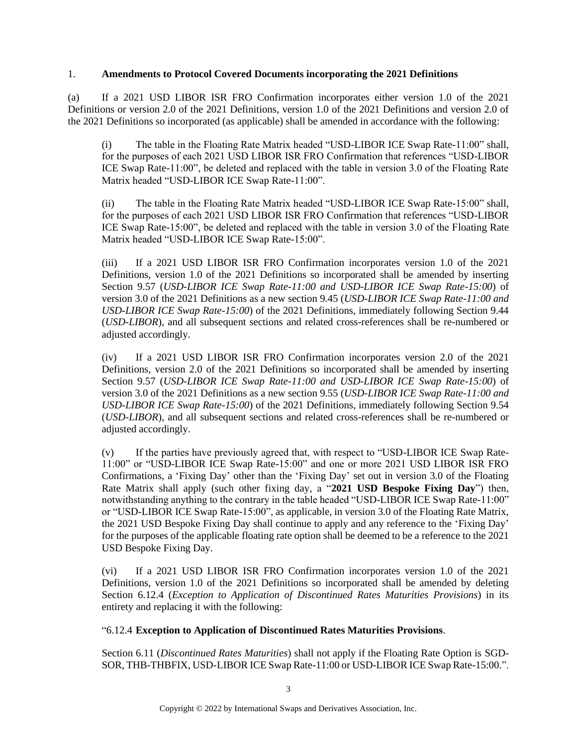1. **Amendments to Protocol Covered Documents incorporating the 2021 Definitions**

(a) If a 2021 USD LIBOR ISR FRO Confirmation incorporates either version 1.0 of the 2021 Definitions or version 2.0 of the 2021 Definitions, version 1.0 of the 2021 Definitions and version 2.0 of the 2021 Definitions so incorporated (as applicable) shall be amended in accordance with the following:

(i) The table in the Floating Rate Matrix headed "USD-LIBOR ICE Swap Rate-11:00" shall, for the purposes of each 2021 USD LIBOR ISR FRO Confirmation that references "USD-LIBOR ICE Swap Rate-11:00", be deleted and replaced with the table in version 3.0 of the Floating Rate Matrix headed "USD-LIBOR ICE Swap Rate-11:00".

(ii) The table in the Floating Rate Matrix headed "USD-LIBOR ICE Swap Rate-15:00" shall, for the purposes of each 2021 USD LIBOR ISR FRO Confirmation that references "USD-LIBOR ICE Swap Rate-15:00", be deleted and replaced with the table in version 3.0 of the Floating Rate Matrix headed "USD-LIBOR ICE Swap Rate-15:00".

(iii) If a 2021 USD LIBOR ISR FRO Confirmation incorporates version 1.0 of the 2021 Definitions, version 1.0 of the 2021 Definitions so incorporated shall be amended by inserting Section 9.57 (*USD-LIBOR ICE Swap Rate-11:00 and USD-LIBOR ICE Swap Rate-15:00*) of version 3.0 of the 2021 Definitions as a new section 9.45 (*USD-LIBOR ICE Swap Rate-11:00 and USD-LIBOR ICE Swap Rate-15:00*) of the 2021 Definitions, immediately following Section 9.44 (*USD-LIBOR*), and all subsequent sections and related cross-references shall be re-numbered or adjusted accordingly.

(iv) If a 2021 USD LIBOR ISR FRO Confirmation incorporates version 2.0 of the 2021 Definitions, version 2.0 of the 2021 Definitions so incorporated shall be amended by inserting Section 9.57 (*USD-LIBOR ICE Swap Rate-11:00 and USD-LIBOR ICE Swap Rate-15:00*) of version 3.0 of the 2021 Definitions as a new section 9.55 (*USD-LIBOR ICE Swap Rate-11:00 and USD-LIBOR ICE Swap Rate-15:00*) of the 2021 Definitions, immediately following Section 9.54 (*USD-LIBOR*), and all subsequent sections and related cross-references shall be re-numbered or adjusted accordingly.

(v) If the parties have previously agreed that, with respect to "USD-LIBOR ICE Swap Rate-11:00" or "USD-LIBOR ICE Swap Rate-15:00" and one or more 2021 USD LIBOR ISR FRO Confirmations, a 'Fixing Day' other than the 'Fixing Day' set out in version 3.0 of the Floating Rate Matrix shall apply (such other fixing day, a "**2021 USD Bespoke Fixing Day**") then, notwithstanding anything to the contrary in the table headed "USD-LIBOR ICE Swap Rate-11:00" or "USD-LIBOR ICE Swap Rate-15:00", as applicable, in version 3.0 of the Floating Rate Matrix, the 2021 USD Bespoke Fixing Day shall continue to apply and any reference to the 'Fixing Day' for the purposes of the applicable floating rate option shall be deemed to be a reference to the 2021 USD Bespoke Fixing Day.

(vi) If a 2021 USD LIBOR ISR FRO Confirmation incorporates version 1.0 of the 2021 Definitions, version 1.0 of the 2021 Definitions so incorporated shall be amended by deleting Section 6.12.4 (*Exception to Application of Discontinued Rates Maturities Provisions*) in its entirety and replacing it with the following:

"6.12.4 **Exception to Application of Discontinued Rates Maturities Provisions**.

Section 6.11 (*Discontinued Rates Maturities*) shall not apply if the Floating Rate Option is SGD-SOR, THB-THBFIX, USD-LIBOR ICE Swap Rate-11:00 or USD-LIBOR ICE Swap Rate-15:00.".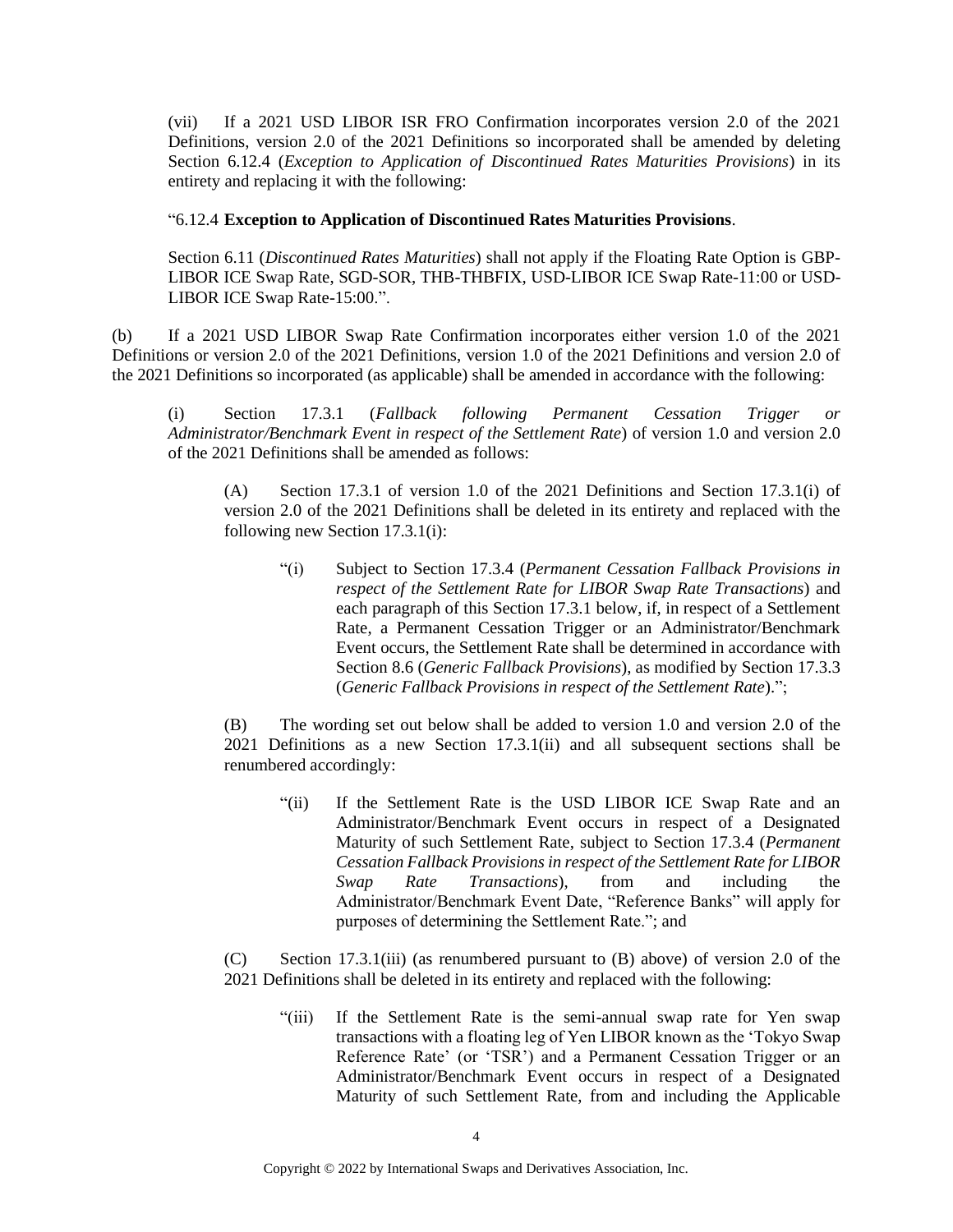(vii) If a 2021 USD LIBOR ISR FRO Confirmation incorporates version 2.0 of the 2021 Definitions, version 2.0 of the 2021 Definitions so incorporated shall be amended by deleting Section 6.12.4 (*Exception to Application of Discontinued Rates Maturities Provisions*) in its entirety and replacing it with the following:

"6.12.4 **Exception to Application of Discontinued Rates Maturities Provisions**.

Section 6.11 (*Discontinued Rates Maturities*) shall not apply if the Floating Rate Option is GBP-LIBOR ICE Swap Rate, SGD-SOR, THB-THBFIX, USD-LIBOR ICE Swap Rate-11:00 or USD-LIBOR ICE Swap Rate-15:00.".

(b) If a 2021 USD LIBOR Swap Rate Confirmation incorporates either version 1.0 of the 2021 Definitions or version 2.0 of the 2021 Definitions, version 1.0 of the 2021 Definitions and version 2.0 of the 2021 Definitions so incorporated (as applicable) shall be amended in accordance with the following:

(i) Section 17.3.1 (*Fallback following Permanent Cessation Trigger or Administrator/Benchmark Event in respect of the Settlement Rate*) of version 1.0 and version 2.0 of the 2021 Definitions shall be amended as follows:

(A) Section 17.3.1 of version 1.0 of the 2021 Definitions and Section 17.3.1(i) of version 2.0 of the 2021 Definitions shall be deleted in its entirety and replaced with the following new Section 17.3.1(i):

"(i) Subject to Section 17.3.4 (*Permanent Cessation Fallback Provisions in respect of the Settlement Rate for LIBOR Swap Rate Transactions*) and each paragraph of this Section 17.3.1 below, if, in respect of a Settlement Rate, a Permanent Cessation Trigger or an Administrator/Benchmark Event occurs, the Settlement Rate shall be determined in accordance with Section 8.6 (*Generic Fallback Provisions*), as modified by Section 17.3.3 (*Generic Fallback Provisions in respect of the Settlement Rate*).";

(B) The wording set out below shall be added to version 1.0 and version 2.0 of the 2021 Definitions as a new Section 17.3.1(ii) and all subsequent sections shall be renumbered accordingly:

"(ii) If the Settlement Rate is the USD LIBOR ICE Swap Rate and an Administrator/Benchmark Event occurs in respect of a Designated Maturity of such Settlement Rate, subject to Section 17.3.4 (*Permanent Cessation Fallback Provisions in respect of the Settlement Rate for LIBOR Swap Rate Transactions*), from and including the Administrator/Benchmark Event Date, "Reference Banks" will apply for purposes of determining the Settlement Rate."; and

(C) Section 17.3.1(iii) (as renumbered pursuant to (B) above) of version 2.0 of the 2021 Definitions shall be deleted in its entirety and replaced with the following:

"(iii) If the Settlement Rate is the semi-annual swap rate for Yen swap transactions with a floating leg of Yen LIBOR known as the 'Tokyo Swap Reference Rate' (or 'TSR') and a Permanent Cessation Trigger or an Administrator/Benchmark Event occurs in respect of a Designated Maturity of such Settlement Rate, from and including the Applicable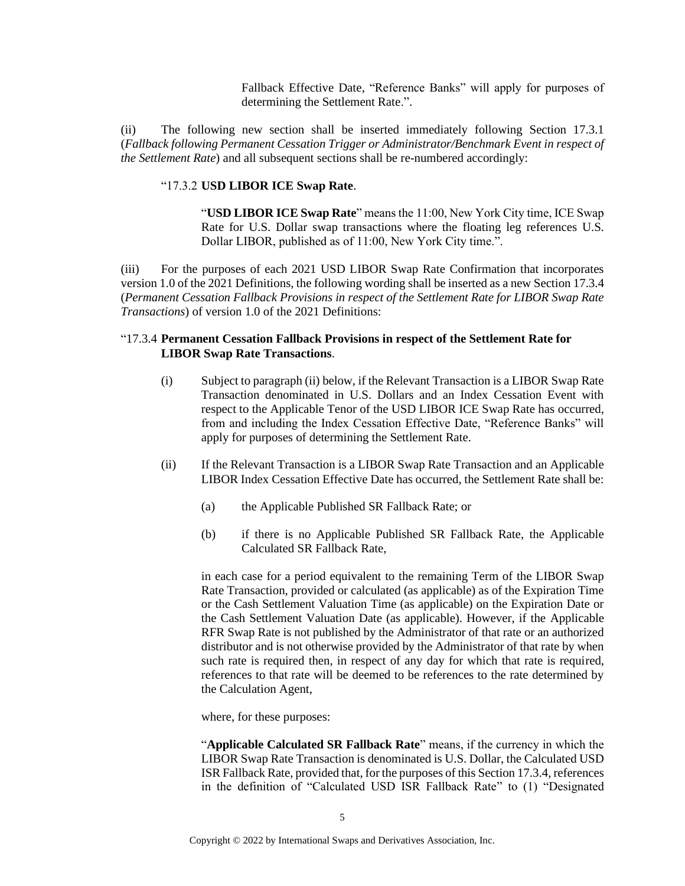Fallback Effective Date, "Reference Banks" will apply for purposes of determining the Settlement Rate.".

(ii) The following new section shall be inserted immediately following Section 17.3.1 (*Fallback following Permanent Cessation Trigger or Administrator/Benchmark Event in respect of the Settlement Rate*) and all subsequent sections shall be re-numbered accordingly:

"17.3.2 **USD LIBOR ICE Swap Rate**.

"**USD LIBOR ICE Swap Rate**" means the 11:00, New York City time, ICE Swap Rate for U.S. Dollar swap transactions where the floating leg references U.S. Dollar LIBOR, published as of 11:00, New York City time.".

(iii) For the purposes of each 2021 USD LIBOR Swap Rate Confirmation that incorporates version 1.0 of the 2021 Definitions, the following wording shall be inserted as a new Section 17.3.4 (*Permanent Cessation Fallback Provisions in respect of the Settlement Rate for LIBOR Swap Rate Transactions*) of version 1.0 of the 2021 Definitions:

"17.3.4 **Permanent Cessation Fallback Provisions in respect of the Settlement Rate for LIBOR Swap Rate Transactions**.

(i) Subject to paragraph (ii) below, if the Relevant Transaction is a LIBOR Swap Rate Transaction denominated in U.S. Dollars and an Index Cessation Event with respect to the Applicable Tenor of the USD LIBOR ICE Swap Rate has occurred, from and including the Index Cessation Effective Date, "Reference Banks" will apply for purposes of determining the Settlement Rate.

(ii) If the Relevant Transaction is a LIBOR Swap Rate Transaction and an Applicable LIBOR Index Cessation Effective Date has occurred, the Settlement Rate shall be:

(a) the Applicable Published SR Fallback Rate; or

(b) if there is no Applicable Published SR Fallback Rate, the Applicable Calculated SR Fallback Rate,

in each case for a period equivalent to the remaining Term of the LIBOR Swap Rate Transaction, provided or calculated (as applicable) as of the Expiration Time or the Cash Settlement Valuation Time (as applicable) on the Expiration Date or the Cash Settlement Valuation Date (as applicable). However, if the Applicable RFR Swap Rate is not published by the Administrator of that rate or an authorized distributor and is not otherwise provided by the Administrator of that rate by when such rate is required then, in respect of any day for which that rate is required, references to that rate will be deemed to be references to the rate determined by the Calculation Agent,

where, for these purposes:

"**Applicable Calculated SR Fallback Rate**" means, if the currency in which the LIBOR Swap Rate Transaction is denominated is U.S. Dollar, the Calculated USD ISR Fallback Rate, provided that, for the purposes of this Section 17.3.4, references in the definition of "Calculated USD ISR Fallback Rate" to (1) "Designated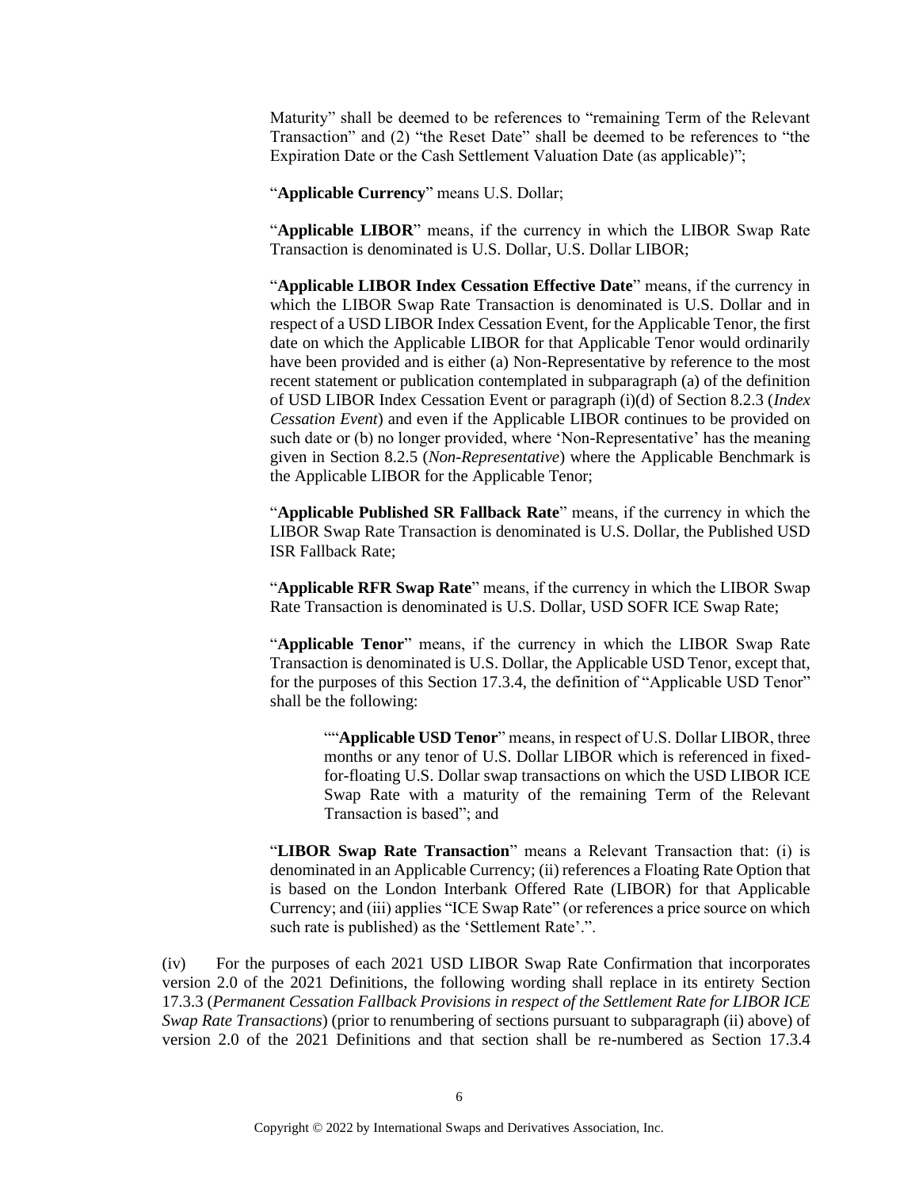Maturity" shall be deemed to be references to "remaining Term of the Relevant Transaction" and (2) "the Reset Date" shall be deemed to be references to "the Expiration Date or the Cash Settlement Valuation Date (as applicable)";

"**Applicable Currency**" means U.S. Dollar;

"**Applicable LIBOR**" means, if the currency in which the LIBOR Swap Rate Transaction is denominated is U.S. Dollar, U.S. Dollar LIBOR;

"**Applicable LIBOR Index Cessation Effective Date**" means, if the currency in which the LIBOR Swap Rate Transaction is denominated is U.S. Dollar and in respect of a USD LIBOR Index Cessation Event, for the Applicable Tenor, the first date on which the Applicable LIBOR for that Applicable Tenor would ordinarily have been provided and is either (a) Non-Representative by reference to the most recent statement or publication contemplated in subparagraph (a) of the definition of USD LIBOR Index Cessation Event or paragraph (i)(d) of Section 8.2.3 (*Index Cessation Event*) and even if the Applicable LIBOR continues to be provided on such date or (b) no longer provided, where 'Non-Representative' has the meaning given in Section 8.2.5 (*Non-Representative*) where the Applicable Benchmark is the Applicable LIBOR for the Applicable Tenor;

"**Applicable Published SR Fallback Rate**" means, if the currency in which the LIBOR Swap Rate Transaction is denominated is U.S. Dollar, the Published USD ISR Fallback Rate;

"**Applicable RFR Swap Rate**" means, if the currency in which the LIBOR Swap Rate Transaction is denominated is U.S. Dollar, USD SOFR ICE Swap Rate;

"**Applicable Tenor**" means, if the currency in which the LIBOR Swap Rate Transaction is denominated is U.S. Dollar, the Applicable USD Tenor, except that, for the purposes of this Section 17.3.4, the definition of "Applicable USD Tenor" shall be the following:

> ""**Applicable USD Tenor**" means, in respect of U.S. Dollar LIBOR, three months or any tenor of U.S. Dollar LIBOR which is referenced in fixed-for-floating U.S. Dollar swap transactions on which the USD LIBOR ICE Swap Rate with a maturity of the remaining Term of the Relevant Transaction is based"; and

"**LIBOR Swap Rate Transaction**" means a Relevant Transaction that: (i) is denominated in an Applicable Currency; (ii) references a Floating Rate Option that is based on the London Interbank Offered Rate (LIBOR) for that Applicable Currency; and (iii) applies "ICE Swap Rate" (or references a price source on which such rate is published) as the 'Settlement Rate'.".

(iv) For the purposes of each 2021 USD LIBOR Swap Rate Confirmation that incorporates version 2.0 of the 2021 Definitions, the following wording shall replace in its entirety Section 17.3.3 (*Permanent Cessation Fallback Provisions in respect of the Settlement Rate for LIBOR ICE Swap Rate Transactions*) (prior to renumbering of sections pursuant to subparagraph (ii) above) of version 2.0 of the 2021 Definitions and that section shall be re-numbered as Section 17.3.4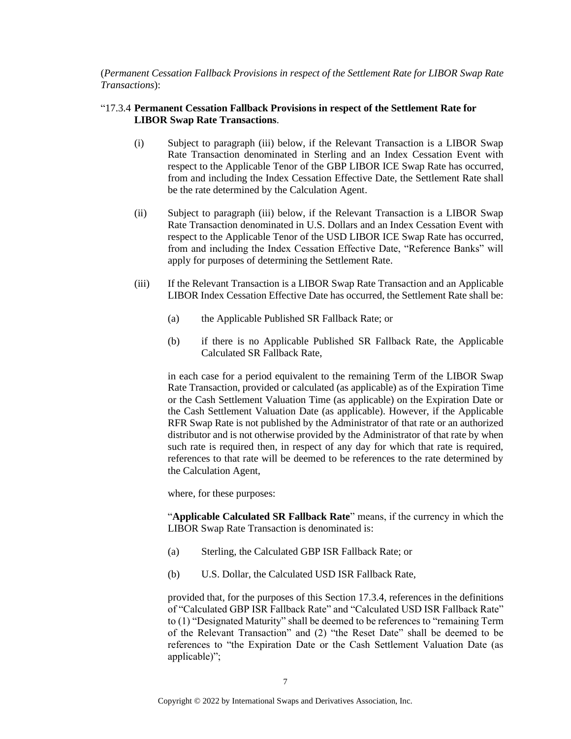(*Permanent Cessation Fallback Provisions in respect of the Settlement Rate for LIBOR Swap Rate Transactions*):

"17.3.4 **Permanent Cessation Fallback Provisions in respect of the Settlement Rate for LIBOR Swap Rate Transactions**.

(i) Subject to paragraph (iii) below, if the Relevant Transaction is a LIBOR Swap Rate Transaction denominated in Sterling and an Index Cessation Event with respect to the Applicable Tenor of the GBP LIBOR ICE Swap Rate has occurred, from and including the Index Cessation Effective Date, the Settlement Rate shall be the rate determined by the Calculation Agent.

(ii) Subject to paragraph (iii) below, if the Relevant Transaction is a LIBOR Swap Rate Transaction denominated in U.S. Dollars and an Index Cessation Event with respect to the Applicable Tenor of the USD LIBOR ICE Swap Rate has occurred, from and including the Index Cessation Effective Date, "Reference Banks" will apply for purposes of determining the Settlement Rate.

(iii) If the Relevant Transaction is a LIBOR Swap Rate Transaction and an Applicable LIBOR Index Cessation Effective Date has occurred, the Settlement Rate shall be:

(a) the Applicable Published SR Fallback Rate; or

(b) if there is no Applicable Published SR Fallback Rate, the Applicable Calculated SR Fallback Rate,

in each case for a period equivalent to the remaining Term of the LIBOR Swap Rate Transaction, provided or calculated (as applicable) as of the Expiration Time or the Cash Settlement Valuation Time (as applicable) on the Expiration Date or the Cash Settlement Valuation Date (as applicable). However, if the Applicable RFR Swap Rate is not published by the Administrator of that rate or an authorized distributor and is not otherwise provided by the Administrator of that rate by when such rate is required then, in respect of any day for which that rate is required, references to that rate will be deemed to be references to the rate determined by the Calculation Agent,

where, for these purposes:

"**Applicable Calculated SR Fallback Rate**" means, if the currency in which the LIBOR Swap Rate Transaction is denominated is:

(a) Sterling, the Calculated GBP ISR Fallback Rate; or

(b) U.S. Dollar, the Calculated USD ISR Fallback Rate,

provided that, for the purposes of this Section 17.3.4, references in the definitions of "Calculated GBP ISR Fallback Rate" and "Calculated USD ISR Fallback Rate" to (1) "Designated Maturity" shall be deemed to be references to "remaining Term of the Relevant Transaction" and (2) "the Reset Date" shall be deemed to be references to "the Expiration Date or the Cash Settlement Valuation Date (as applicable)";

Copyright © 2022 by International Swaps and Derivatives Association, Inc.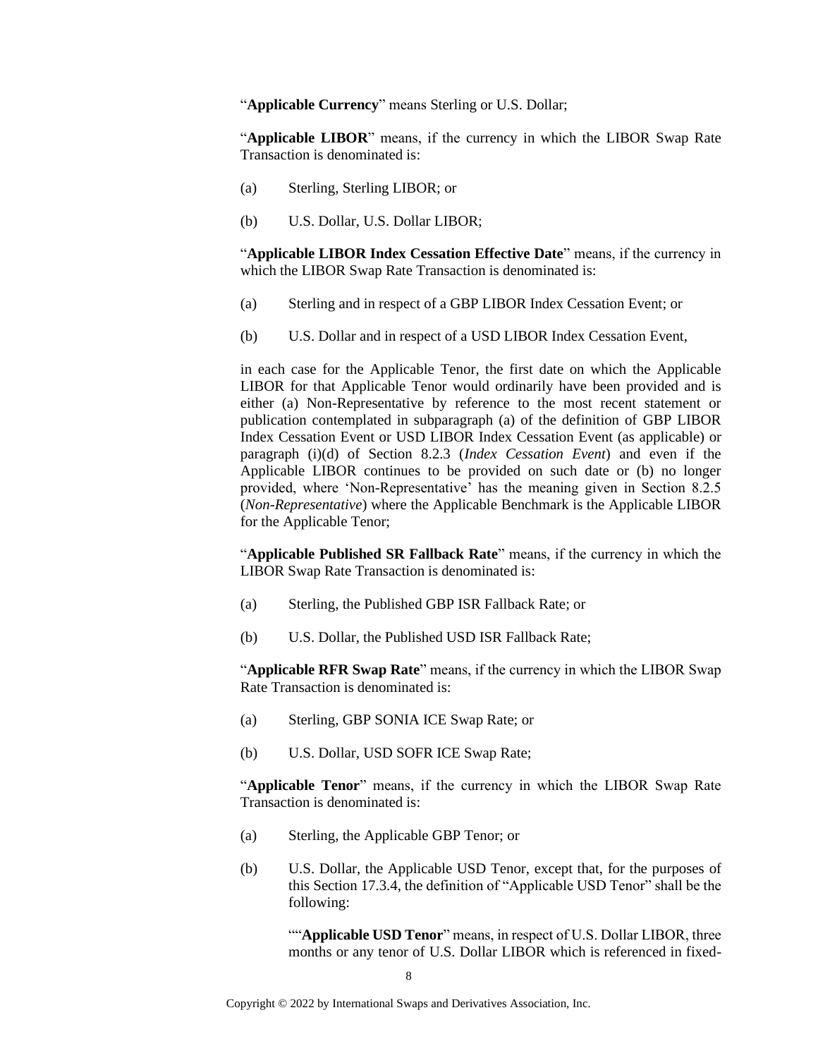"**Applicable Currency**" means Sterling or U.S. Dollar;

"**Applicable LIBOR**" means, if the currency in which the LIBOR Swap Rate Transaction is denominated is:

(a) Sterling, Sterling LIBOR; or

(b) U.S. Dollar, U.S. Dollar LIBOR;

"**Applicable LIBOR Index Cessation Effective Date**" means, if the currency in which the LIBOR Swap Rate Transaction is denominated is:

(a) Sterling and in respect of a GBP LIBOR Index Cessation Event; or

(b) U.S. Dollar and in respect of a USD LIBOR Index Cessation Event,

in each case for the Applicable Tenor, the first date on which the Applicable LIBOR for that Applicable Tenor would ordinarily have been provided and is either (a) Non-Representative by reference to the most recent statement or publication contemplated in subparagraph (a) of the definition of GBP LIBOR Index Cessation Event or USD LIBOR Index Cessation Event (as applicable) or paragraph (i)(d) of Section 8.2.3 (*Index Cessation Event*) and even if the Applicable LIBOR continues to be provided on such date or (b) no longer provided, where 'Non-Representative' has the meaning given in Section 8.2.5 (*Non-Representative*) where the Applicable Benchmark is the Applicable LIBOR for the Applicable Tenor;

"**Applicable Published SR Fallback Rate**" means, if the currency in which the LIBOR Swap Rate Transaction is denominated is:

(a) Sterling, the Published GBP ISR Fallback Rate; or

(b) U.S. Dollar, the Published USD ISR Fallback Rate;

"**Applicable RFR Swap Rate**" means, if the currency in which the LIBOR Swap Rate Transaction is denominated is:

(a) Sterling, GBP SONIA ICE Swap Rate; or

(b) U.S. Dollar, USD SOFR ICE Swap Rate;

"**Applicable Tenor**" means, if the currency in which the LIBOR Swap Rate Transaction is denominated is:

(a) Sterling, the Applicable GBP Tenor; or

(b) U.S. Dollar, the Applicable USD Tenor, except that, for the purposes of this Section 17.3.4, the definition of "Applicable USD Tenor" shall be the following:

""**Applicable USD Tenor**" means, in respect of U.S. Dollar LIBOR, three months or any tenor of U.S. Dollar LIBOR which is referenced in fixed-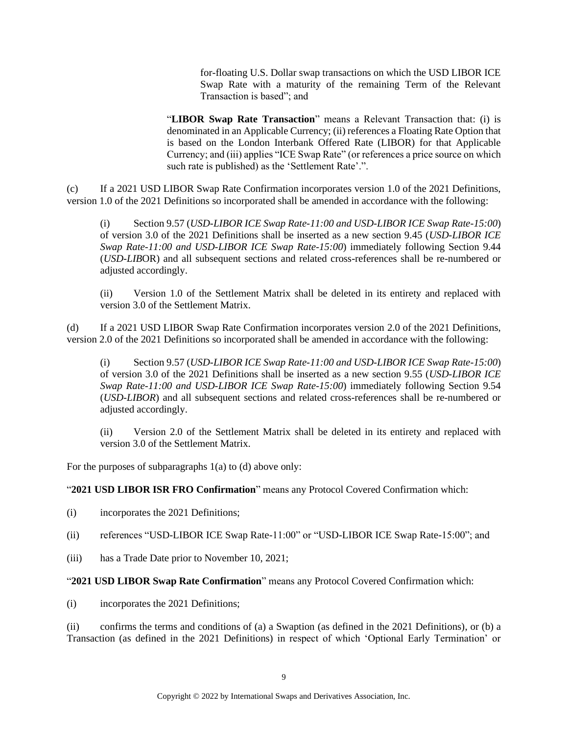for-floating U.S. Dollar swap transactions on which the USD LIBOR ICE Swap Rate with a maturity of the remaining Term of the Relevant Transaction is based"; and

"**LIBOR Swap Rate Transaction**" means a Relevant Transaction that: (i) is denominated in an Applicable Currency; (ii) references a Floating Rate Option that is based on the London Interbank Offered Rate (LIBOR) for that Applicable Currency; and (iii) applies "ICE Swap Rate" (or references a price source on which such rate is published) as the 'Settlement Rate'.".

(c) If a 2021 USD LIBOR Swap Rate Confirmation incorporates version 1.0 of the 2021 Definitions, version 1.0 of the 2021 Definitions so incorporated shall be amended in accordance with the following:

(i) Section 9.57 (*USD-LIBOR ICE Swap Rate-11:00 and USD-LIBOR ICE Swap Rate-15:00*) of version 3.0 of the 2021 Definitions shall be inserted as a new section 9.45 (*USD-LIBOR ICE Swap Rate-11:00 and USD-LIBOR ICE Swap Rate-15:00*) immediately following Section 9.44 (*USD-LIB*OR) and all subsequent sections and related cross-references shall be re-numbered or adjusted accordingly.

(ii) Version 1.0 of the Settlement Matrix shall be deleted in its entirety and replaced with version 3.0 of the Settlement Matrix.

(d) If a 2021 USD LIBOR Swap Rate Confirmation incorporates version 2.0 of the 2021 Definitions, version 2.0 of the 2021 Definitions so incorporated shall be amended in accordance with the following:

(i) Section 9.57 (*USD-LIBOR ICE Swap Rate-11:00 and USD-LIBOR ICE Swap Rate-15:00*) of version 3.0 of the 2021 Definitions shall be inserted as a new section 9.55 (*USD-LIBOR ICE Swap Rate-11:00 and USD-LIBOR ICE Swap Rate-15:00*) immediately following Section 9.54 (*USD-LIBOR*) and all subsequent sections and related cross-references shall be re-numbered or adjusted accordingly.

(ii) Version 2.0 of the Settlement Matrix shall be deleted in its entirety and replaced with version 3.0 of the Settlement Matrix.

For the purposes of subparagraphs 1(a) to (d) above only:

"**2021 USD LIBOR ISR FRO Confirmation**" means any Protocol Covered Confirmation which:

(i) incorporates the 2021 Definitions;

(ii) references "USD-LIBOR ICE Swap Rate-11:00" or "USD-LIBOR ICE Swap Rate-15:00"; and

(iii) has a Trade Date prior to November 10, 2021;

"**2021 USD LIBOR Swap Rate Confirmation**" means any Protocol Covered Confirmation which:

(i) incorporates the 2021 Definitions;

(ii) confirms the terms and conditions of (a) a Swaption (as defined in the 2021 Definitions), or (b) a Transaction (as defined in the 2021 Definitions) in respect of which 'Optional Early Termination' or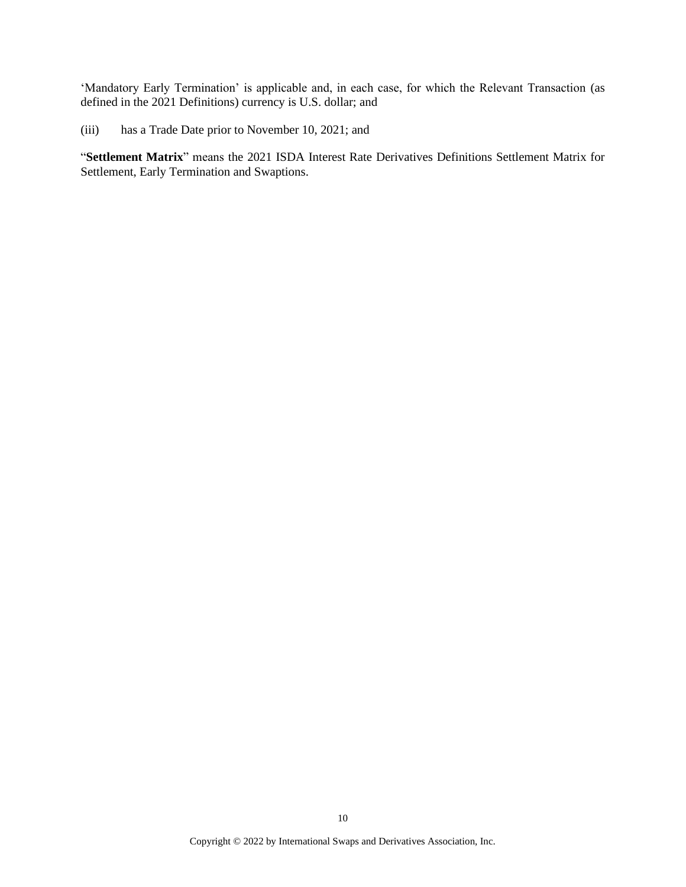'Mandatory Early Termination' is applicable and, in each case, for which the Relevant Transaction (as defined in the 2021 Definitions) currency is U.S. dollar; and

(iii) has a Trade Date prior to November 10, 2021; and

"**Settlement Matrix**" means the 2021 ISDA Interest Rate Derivatives Definitions Settlement Matrix for Settlement, Early Termination and Swaptions.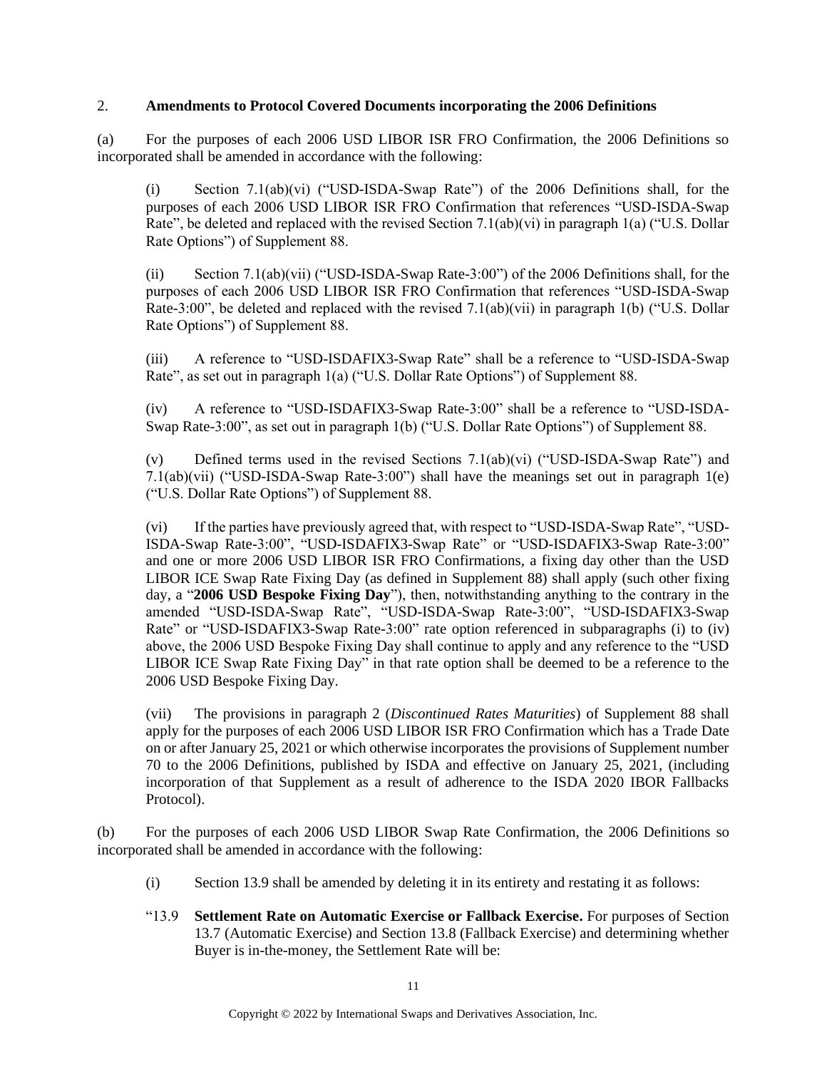2. **Amendments to Protocol Covered Documents incorporating the 2006 Definitions**

(a) For the purposes of each 2006 USD LIBOR ISR FRO Confirmation, the 2006 Definitions so incorporated shall be amended in accordance with the following:

(i) Section 7.1(ab)(vi) ("USD-ISDA-Swap Rate") of the 2006 Definitions shall, for the purposes of each 2006 USD LIBOR ISR FRO Confirmation that references "USD-ISDA-Swap Rate", be deleted and replaced with the revised Section 7.1(ab)(vi) in paragraph 1(a) ("U.S. Dollar Rate Options") of Supplement 88.

(ii) Section 7.1(ab)(vii) ("USD-ISDA-Swap Rate-3:00") of the 2006 Definitions shall, for the purposes of each 2006 USD LIBOR ISR FRO Confirmation that references "USD-ISDA-Swap Rate-3:00", be deleted and replaced with the revised 7.1(ab)(vii) in paragraph 1(b) ("U.S. Dollar Rate Options") of Supplement 88.

(iii) A reference to "USD-ISDAFIX3-Swap Rate" shall be a reference to "USD-ISDA-Swap Rate", as set out in paragraph 1(a) ("U.S. Dollar Rate Options") of Supplement 88.

(iv) A reference to "USD-ISDAFIX3-Swap Rate-3:00" shall be a reference to "USD-ISDA-Swap Rate-3:00", as set out in paragraph 1(b) ("U.S. Dollar Rate Options") of Supplement 88.

(v) Defined terms used in the revised Sections 7.1(ab)(vi) ("USD-ISDA-Swap Rate") and 7.1(ab)(vii) ("USD-ISDA-Swap Rate-3:00") shall have the meanings set out in paragraph 1(e) ("U.S. Dollar Rate Options") of Supplement 88.

(vi) If the parties have previously agreed that, with respect to "USD-ISDA-Swap Rate", "USD-ISDA-Swap Rate-3:00", "USD-ISDAFIX3-Swap Rate" or "USD-ISDAFIX3-Swap Rate-3:00" and one or more 2006 USD LIBOR ISR FRO Confirmations, a fixing day other than the USD LIBOR ICE Swap Rate Fixing Day (as defined in Supplement 88) shall apply (such other fixing day, a "**2006 USD Bespoke Fixing Day**"), then, notwithstanding anything to the contrary in the amended "USD-ISDA-Swap Rate", "USD-ISDA-Swap Rate-3:00", "USD-ISDAFIX3-Swap Rate" or "USD-ISDAFIX3-Swap Rate-3:00" rate option referenced in subparagraphs (i) to (iv) above, the 2006 USD Bespoke Fixing Day shall continue to apply and any reference to the "USD LIBOR ICE Swap Rate Fixing Day" in that rate option shall be deemed to be a reference to the 2006 USD Bespoke Fixing Day.

(vii) The provisions in paragraph 2 (*Discontinued Rates Maturities*) of Supplement 88 shall apply for the purposes of each 2006 USD LIBOR ISR FRO Confirmation which has a Trade Date on or after January 25, 2021 or which otherwise incorporates the provisions of Supplement number 70 to the 2006 Definitions, published by ISDA and effective on January 25, 2021, (including incorporation of that Supplement as a result of adherence to the ISDA 2020 IBOR Fallbacks Protocol).

(b) For the purposes of each 2006 USD LIBOR Swap Rate Confirmation, the 2006 Definitions so incorporated shall be amended in accordance with the following:

(i) Section 13.9 shall be amended by deleting it in its entirety and restating it as follows:

"13.9 **Settlement Rate on Automatic Exercise or Fallback Exercise.** For purposes of Section 13.7 (Automatic Exercise) and Section 13.8 (Fallback Exercise) and determining whether Buyer is in-the-money, the Settlement Rate will be: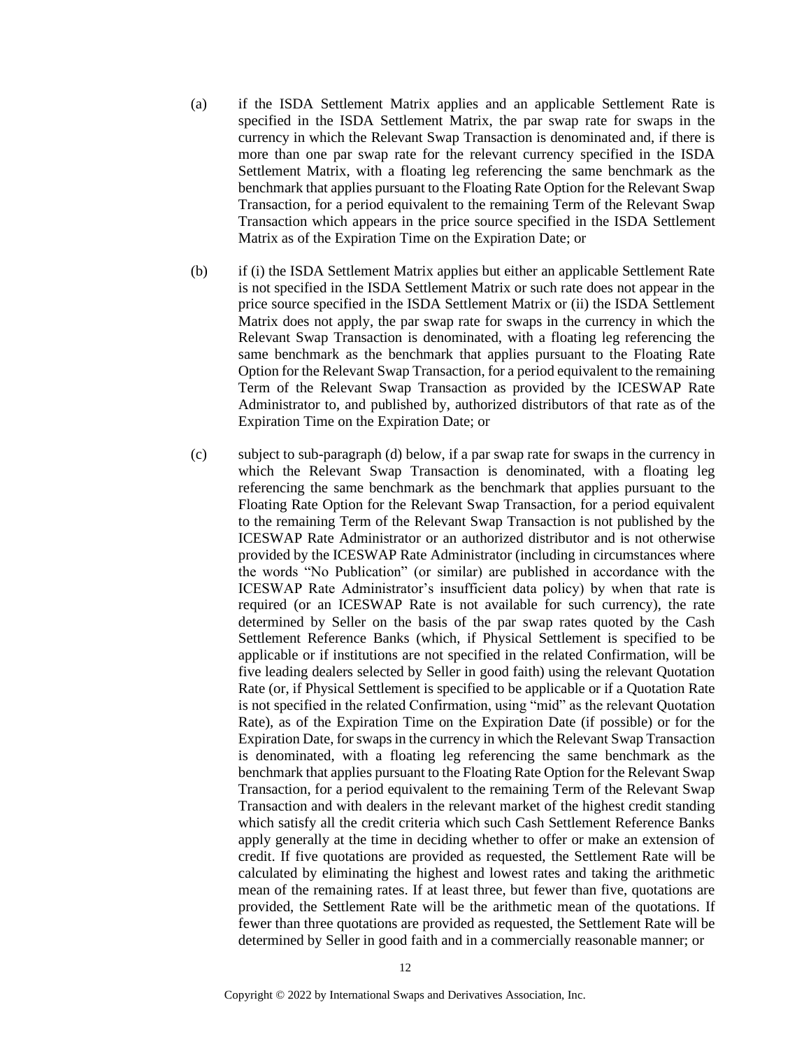(a) if the ISDA Settlement Matrix applies and an applicable Settlement Rate is specified in the ISDA Settlement Matrix, the par swap rate for swaps in the currency in which the Relevant Swap Transaction is denominated and, if there is more than one par swap rate for the relevant currency specified in the ISDA Settlement Matrix, with a floating leg referencing the same benchmark as the benchmark that applies pursuant to the Floating Rate Option for the Relevant Swap Transaction, for a period equivalent to the remaining Term of the Relevant Swap Transaction which appears in the price source specified in the ISDA Settlement Matrix as of the Expiration Time on the Expiration Date; or

(b) if (i) the ISDA Settlement Matrix applies but either an applicable Settlement Rate is not specified in the ISDA Settlement Matrix or such rate does not appear in the price source specified in the ISDA Settlement Matrix or (ii) the ISDA Settlement Matrix does not apply, the par swap rate for swaps in the currency in which the Relevant Swap Transaction is denominated, with a floating leg referencing the same benchmark as the benchmark that applies pursuant to the Floating Rate Option for the Relevant Swap Transaction, for a period equivalent to the remaining Term of the Relevant Swap Transaction as provided by the ICESWAP Rate Administrator to, and published by, authorized distributors of that rate as of the Expiration Time on the Expiration Date; or

(c) subject to sub-paragraph (d) below, if a par swap rate for swaps in the currency in which the Relevant Swap Transaction is denominated, with a floating leg referencing the same benchmark as the benchmark that applies pursuant to the Floating Rate Option for the Relevant Swap Transaction, for a period equivalent to the remaining Term of the Relevant Swap Transaction is not published by the ICESWAP Rate Administrator or an authorized distributor and is not otherwise provided by the ICESWAP Rate Administrator (including in circumstances where the words "No Publication" (or similar) are published in accordance with the ICESWAP Rate Administrator's insufficient data policy) by when that rate is required (or an ICESWAP Rate is not available for such currency), the rate determined by Seller on the basis of the par swap rates quoted by the Cash Settlement Reference Banks (which, if Physical Settlement is specified to be applicable or if institutions are not specified in the related Confirmation, will be five leading dealers selected by Seller in good faith) using the relevant Quotation Rate (or, if Physical Settlement is specified to be applicable or if a Quotation Rate is not specified in the related Confirmation, using "mid" as the relevant Quotation Rate), as of the Expiration Time on the Expiration Date (if possible) or for the Expiration Date, for swaps in the currency in which the Relevant Swap Transaction is denominated, with a floating leg referencing the same benchmark as the benchmark that applies pursuant to the Floating Rate Option for the Relevant Swap Transaction, for a period equivalent to the remaining Term of the Relevant Swap Transaction and with dealers in the relevant market of the highest credit standing which satisfy all the credit criteria which such Cash Settlement Reference Banks apply generally at the time in deciding whether to offer or make an extension of credit. If five quotations are provided as requested, the Settlement Rate will be calculated by eliminating the highest and lowest rates and taking the arithmetic mean of the remaining rates. If at least three, but fewer than five, quotations are provided, the Settlement Rate will be the arithmetic mean of the quotations. If fewer than three quotations are provided as requested, the Settlement Rate will be determined by Seller in good faith and in a commercially reasonable manner; or

Copyright © 2022 by International Swaps and Derivatives Association, Inc.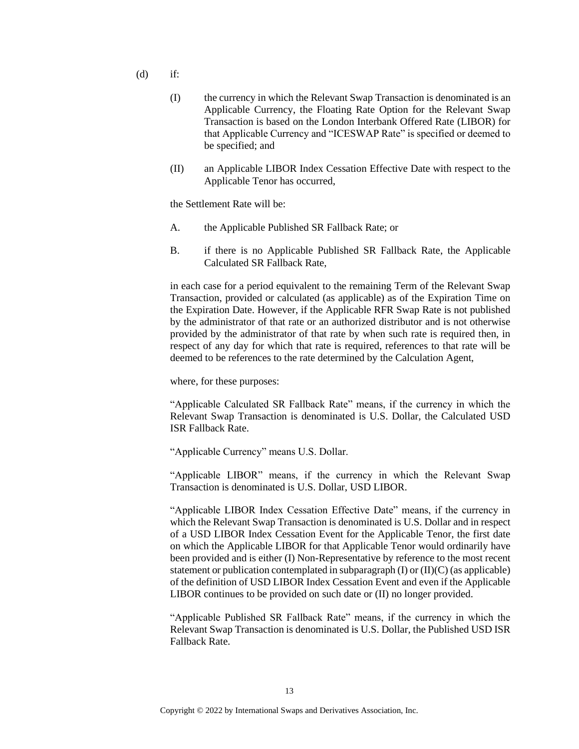(d) if:

(I) the currency in which the Relevant Swap Transaction is denominated is an Applicable Currency, the Floating Rate Option for the Relevant Swap Transaction is based on the London Interbank Offered Rate (LIBOR) for that Applicable Currency and "ICESWAP Rate" is specified or deemed to be specified; and

(II) an Applicable LIBOR Index Cessation Effective Date with respect to the Applicable Tenor has occurred,

the Settlement Rate will be:

A. the Applicable Published SR Fallback Rate; or

B. if there is no Applicable Published SR Fallback Rate, the Applicable Calculated SR Fallback Rate,

in each case for a period equivalent to the remaining Term of the Relevant Swap Transaction, provided or calculated (as applicable) as of the Expiration Time on the Expiration Date. However, if the Applicable RFR Swap Rate is not published by the administrator of that rate or an authorized distributor and is not otherwise provided by the administrator of that rate by when such rate is required then, in respect of any day for which that rate is required, references to that rate will be deemed to be references to the rate determined by the Calculation Agent,

where, for these purposes:

"Applicable Calculated SR Fallback Rate" means, if the currency in which the Relevant Swap Transaction is denominated is U.S. Dollar, the Calculated USD ISR Fallback Rate.

"Applicable Currency" means U.S. Dollar.

"Applicable LIBOR" means, if the currency in which the Relevant Swap Transaction is denominated is U.S. Dollar, USD LIBOR.

"Applicable LIBOR Index Cessation Effective Date" means, if the currency in which the Relevant Swap Transaction is denominated is U.S. Dollar and in respect of a USD LIBOR Index Cessation Event for the Applicable Tenor, the first date on which the Applicable LIBOR for that Applicable Tenor would ordinarily have been provided and is either (I) Non-Representative by reference to the most recent statement or publication contemplated in subparagraph (I) or (II)(C) (as applicable) of the definition of USD LIBOR Index Cessation Event and even if the Applicable LIBOR continues to be provided on such date or (II) no longer provided.

"Applicable Published SR Fallback Rate" means, if the currency in which the Relevant Swap Transaction is denominated is U.S. Dollar, the Published USD ISR Fallback Rate.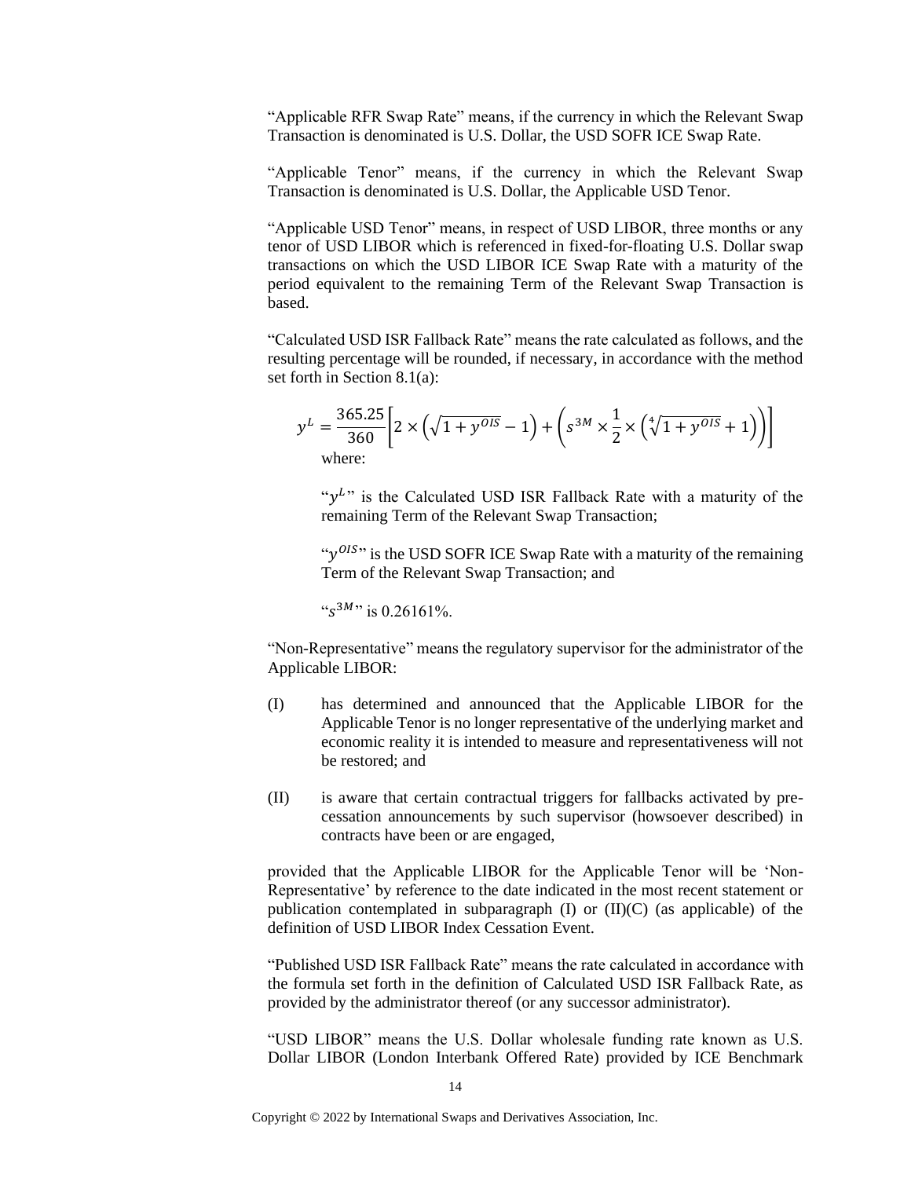"Applicable RFR Swap Rate" means, if the currency in which the Relevant Swap Transaction is denominated is U.S. Dollar, the USD SOFR ICE Swap Rate.

"Applicable Tenor" means, if the currency in which the Relevant Swap Transaction is denominated is U.S. Dollar, the Applicable USD Tenor.

"Applicable USD Tenor" means, in respect of USD LIBOR, three months or any tenor of USD LIBOR which is referenced in fixed-for-floating U.S. Dollar swap transactions on which the USD LIBOR ICE Swap Rate with a maturity of the period equivalent to the remaining Term of the Relevant Swap Transaction is based.

"Calculated USD ISR Fallback Rate" means the rate calculated as follows, and the resulting percentage will be rounded, if necessary, in accordance with the method set forth in Section 8.1(a):

$$y^L = \frac{365.25}{360}\left[2 \times \left(\sqrt{1+y^{OIS}}-1\right) + \left(s^{3M} \times \frac{1}{2} \times \left(\sqrt[4]{1+y^{OIS}}+1\right)\right)\right]$$

where:

"$y^L$" is the Calculated USD ISR Fallback Rate with a maturity of the remaining Term of the Relevant Swap Transaction;

"$y^{OIS}$" is the USD SOFR ICE Swap Rate with a maturity of the remaining Term of the Relevant Swap Transaction; and

"$s^{3M}$" is 0.26161%.

"Non-Representative" means the regulatory supervisor for the administrator of the Applicable LIBOR:

(I) has determined and announced that the Applicable LIBOR for the Applicable Tenor is no longer representative of the underlying market and economic reality it is intended to measure and representativeness will not be restored; and

(II) is aware that certain contractual triggers for fallbacks activated by pre-cessation announcements by such supervisor (howsoever described) in contracts have been or are engaged,

provided that the Applicable LIBOR for the Applicable Tenor will be 'Non-Representative' by reference to the date indicated in the most recent statement or publication contemplated in subparagraph (I) or (II)(C) (as applicable) of the definition of USD LIBOR Index Cessation Event.

"Published USD ISR Fallback Rate" means the rate calculated in accordance with the formula set forth in the definition of Calculated USD ISR Fallback Rate, as provided by the administrator thereof (or any successor administrator).

"USD LIBOR" means the U.S. Dollar wholesale funding rate known as U.S. Dollar LIBOR (London Interbank Offered Rate) provided by ICE Benchmark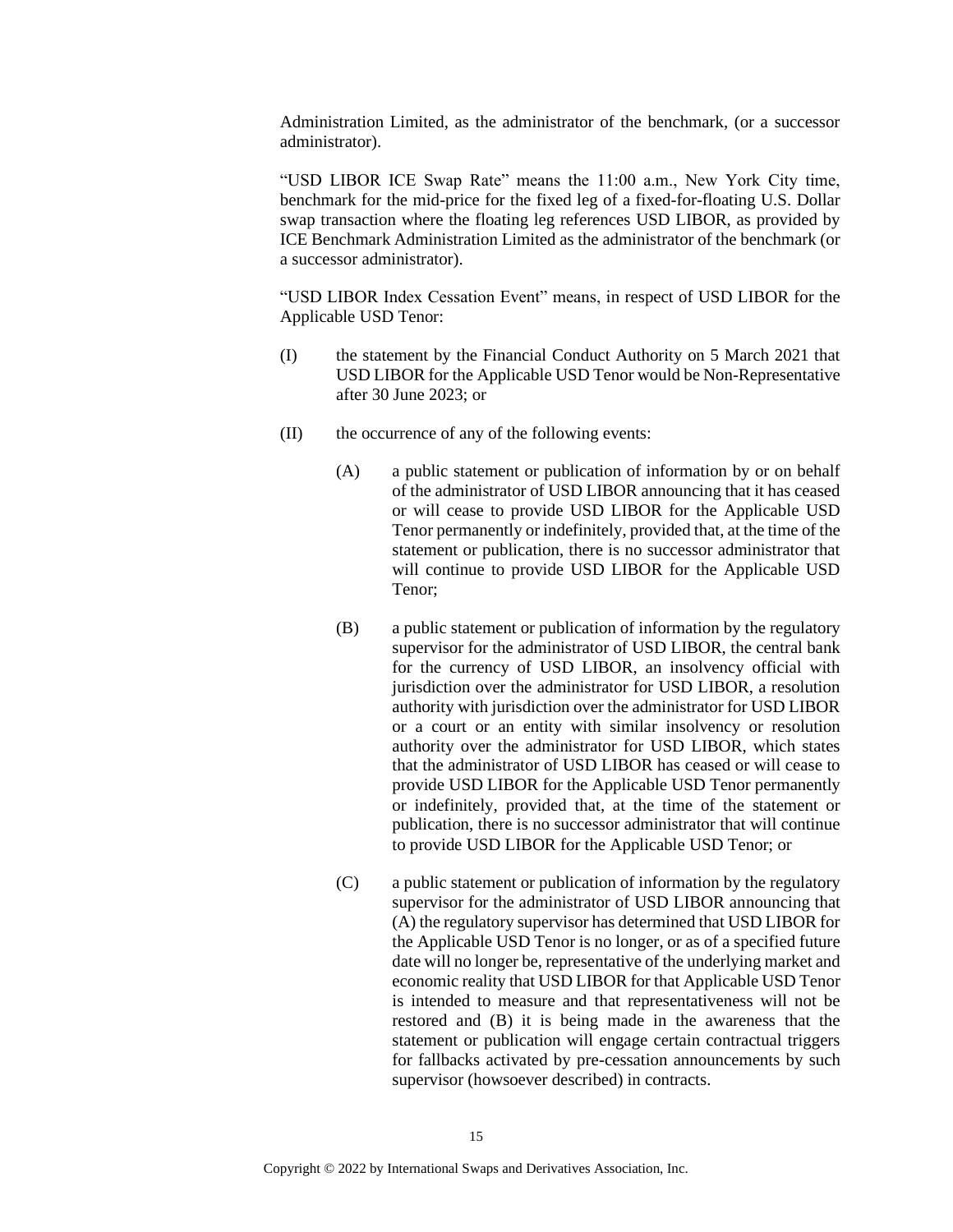Administration Limited, as the administrator of the benchmark, (or a successor administrator).

"USD LIBOR ICE Swap Rate" means the 11:00 a.m., New York City time, benchmark for the mid-price for the fixed leg of a fixed-for-floating U.S. Dollar swap transaction where the floating leg references USD LIBOR, as provided by ICE Benchmark Administration Limited as the administrator of the benchmark (or a successor administrator).

"USD LIBOR Index Cessation Event" means, in respect of USD LIBOR for the Applicable USD Tenor:

(I) the statement by the Financial Conduct Authority on 5 March 2021 that USD LIBOR for the Applicable USD Tenor would be Non-Representative after 30 June 2023; or

(II) the occurrence of any of the following events:

  (A) a public statement or publication of information by or on behalf of the administrator of USD LIBOR announcing that it has ceased or will cease to provide USD LIBOR for the Applicable USD Tenor permanently or indefinitely, provided that, at the time of the statement or publication, there is no successor administrator that will continue to provide USD LIBOR for the Applicable USD Tenor;

  (B) a public statement or publication of information by the regulatory supervisor for the administrator of USD LIBOR, the central bank for the currency of USD LIBOR, an insolvency official with jurisdiction over the administrator for USD LIBOR, a resolution authority with jurisdiction over the administrator for USD LIBOR or a court or an entity with similar insolvency or resolution authority over the administrator for USD LIBOR, which states that the administrator of USD LIBOR has ceased or will cease to provide USD LIBOR for the Applicable USD Tenor permanently or indefinitely, provided that, at the time of the statement or publication, there is no successor administrator that will continue to provide USD LIBOR for the Applicable USD Tenor; or

  (C) a public statement or publication of information by the regulatory supervisor for the administrator of USD LIBOR announcing that (A) the regulatory supervisor has determined that USD LIBOR for the Applicable USD Tenor is no longer, or as of a specified future date will no longer be, representative of the underlying market and economic reality that USD LIBOR for that Applicable USD Tenor is intended to measure and that representativeness will not be restored and (B) it is being made in the awareness that the statement or publication will engage certain contractual triggers for fallbacks activated by pre-cessation announcements by such supervisor (howsoever described) in contracts.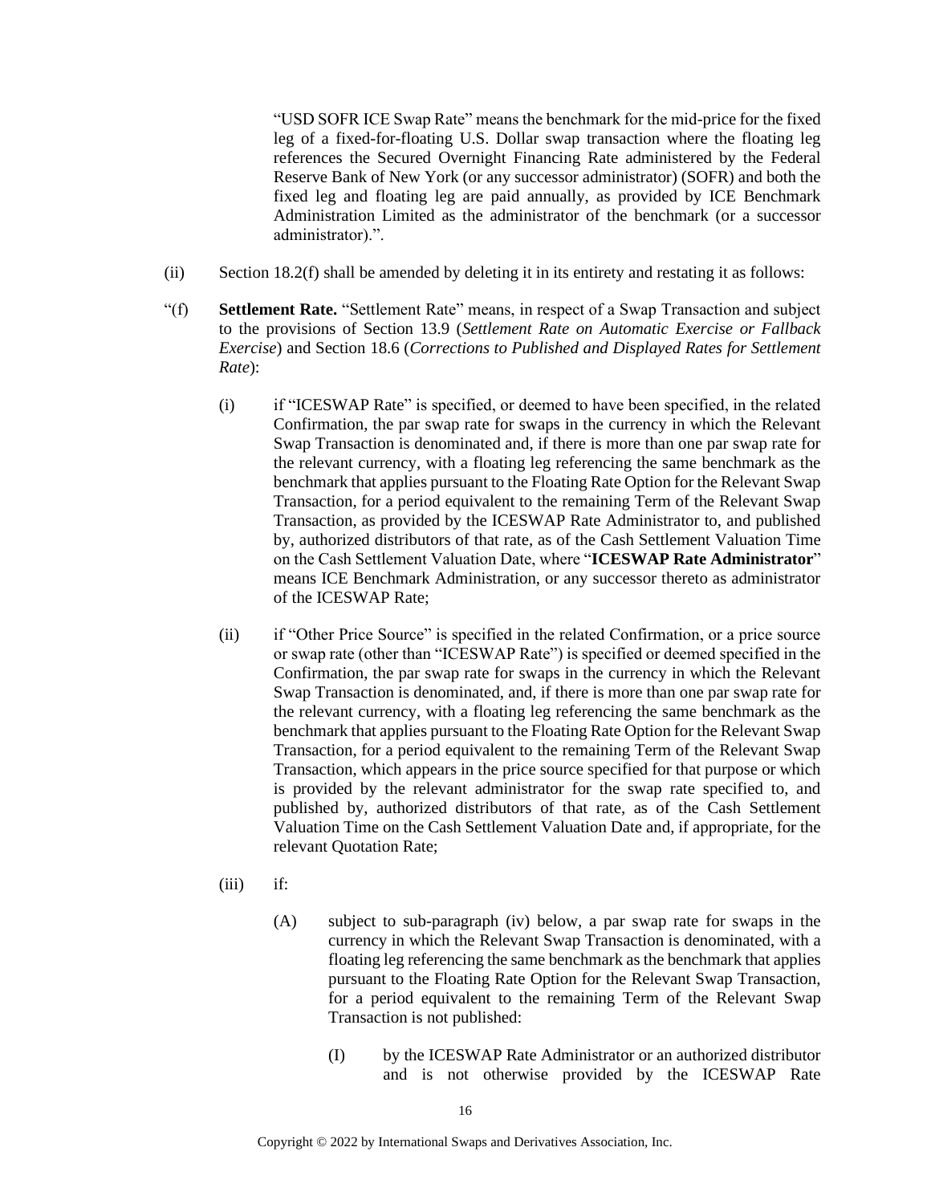"USD SOFR ICE Swap Rate" means the benchmark for the mid-price for the fixed leg of a fixed-for-floating U.S. Dollar swap transaction where the floating leg references the Secured Overnight Financing Rate administered by the Federal Reserve Bank of New York (or any successor administrator) (SOFR) and both the fixed leg and floating leg are paid annually, as provided by ICE Benchmark Administration Limited as the administrator of the benchmark (or a successor administrator).".

(ii) Section 18.2(f) shall be amended by deleting it in its entirety and restating it as follows:

"(f) **Settlement Rate.** "Settlement Rate" means, in respect of a Swap Transaction and subject to the provisions of Section 13.9 (*Settlement Rate on Automatic Exercise or Fallback Exercise*) and Section 18.6 (*Corrections to Published and Displayed Rates for Settlement Rate*):

(i) if "ICESWAP Rate" is specified, or deemed to have been specified, in the related Confirmation, the par swap rate for swaps in the currency in which the Relevant Swap Transaction is denominated and, if there is more than one par swap rate for the relevant currency, with a floating leg referencing the same benchmark as the benchmark that applies pursuant to the Floating Rate Option for the Relevant Swap Transaction, for a period equivalent to the remaining Term of the Relevant Swap Transaction, as provided by the ICESWAP Rate Administrator to, and published by, authorized distributors of that rate, as of the Cash Settlement Valuation Time on the Cash Settlement Valuation Date, where "**ICESWAP Rate Administrator**" means ICE Benchmark Administration, or any successor thereto as administrator of the ICESWAP Rate;

(ii) if "Other Price Source" is specified in the related Confirmation, or a price source or swap rate (other than "ICESWAP Rate") is specified or deemed specified in the Confirmation, the par swap rate for swaps in the currency in which the Relevant Swap Transaction is denominated, and, if there is more than one par swap rate for the relevant currency, with a floating leg referencing the same benchmark as the benchmark that applies pursuant to the Floating Rate Option for the Relevant Swap Transaction, for a period equivalent to the remaining Term of the Relevant Swap Transaction, which appears in the price source specified for that purpose or which is provided by the relevant administrator for the swap rate specified to, and published by, authorized distributors of that rate, as of the Cash Settlement Valuation Time on the Cash Settlement Valuation Date and, if appropriate, for the relevant Quotation Rate;

(iii) if:

(A) subject to sub-paragraph (iv) below, a par swap rate for swaps in the currency in which the Relevant Swap Transaction is denominated, with a floating leg referencing the same benchmark as the benchmark that applies pursuant to the Floating Rate Option for the Relevant Swap Transaction, for a period equivalent to the remaining Term of the Relevant Swap Transaction is not published:

(I) by the ICESWAP Rate Administrator or an authorized distributor and is not otherwise provided by the ICESWAP Rate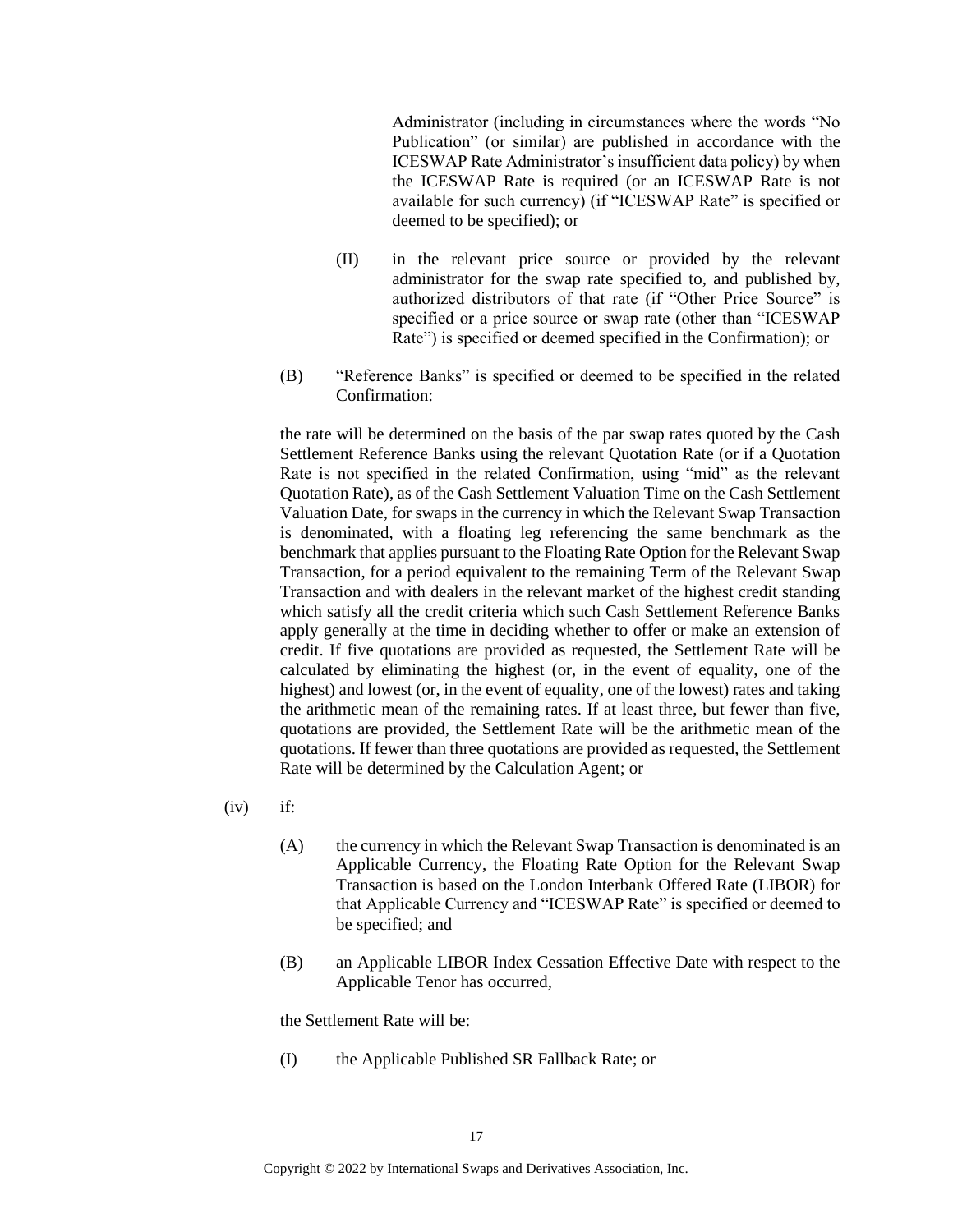Administrator (including in circumstances where the words "No Publication" (or similar) are published in accordance with the ICESWAP Rate Administrator's insufficient data policy) by when the ICESWAP Rate is required (or an ICESWAP Rate is not available for such currency) (if "ICESWAP Rate" is specified or deemed to be specified); or

(II) in the relevant price source or provided by the relevant administrator for the swap rate specified to, and published by, authorized distributors of that rate (if "Other Price Source" is specified or a price source or swap rate (other than "ICESWAP Rate") is specified or deemed specified in the Confirmation); or

(B) "Reference Banks" is specified or deemed to be specified in the related Confirmation:

the rate will be determined on the basis of the par swap rates quoted by the Cash Settlement Reference Banks using the relevant Quotation Rate (or if a Quotation Rate is not specified in the related Confirmation, using "mid" as the relevant Quotation Rate), as of the Cash Settlement Valuation Time on the Cash Settlement Valuation Date, for swaps in the currency in which the Relevant Swap Transaction is denominated, with a floating leg referencing the same benchmark as the benchmark that applies pursuant to the Floating Rate Option for the Relevant Swap Transaction, for a period equivalent to the remaining Term of the Relevant Swap Transaction and with dealers in the relevant market of the highest credit standing which satisfy all the credit criteria which such Cash Settlement Reference Banks apply generally at the time in deciding whether to offer or make an extension of credit. If five quotations are provided as requested, the Settlement Rate will be calculated by eliminating the highest (or, in the event of equality, one of the highest) and lowest (or, in the event of equality, one of the lowest) rates and taking the arithmetic mean of the remaining rates. If at least three, but fewer than five, quotations are provided, the Settlement Rate will be the arithmetic mean of the quotations. If fewer than three quotations are provided as requested, the Settlement Rate will be determined by the Calculation Agent; or

(iv) if:

(A) the currency in which the Relevant Swap Transaction is denominated is an Applicable Currency, the Floating Rate Option for the Relevant Swap Transaction is based on the London Interbank Offered Rate (LIBOR) for that Applicable Currency and "ICESWAP Rate" is specified or deemed to be specified; and

(B) an Applicable LIBOR Index Cessation Effective Date with respect to the Applicable Tenor has occurred,

the Settlement Rate will be:

(I) the Applicable Published SR Fallback Rate; or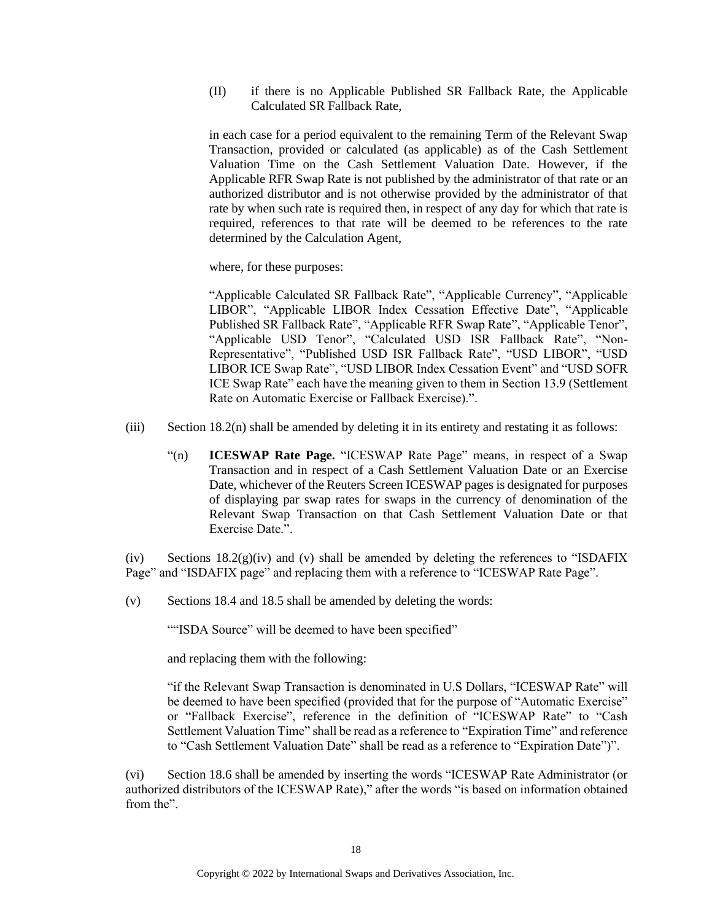(II) if there is no Applicable Published SR Fallback Rate, the Applicable Calculated SR Fallback Rate,

in each case for a period equivalent to the remaining Term of the Relevant Swap Transaction, provided or calculated (as applicable) as of the Cash Settlement Valuation Time on the Cash Settlement Valuation Date. However, if the Applicable RFR Swap Rate is not published by the administrator of that rate or an authorized distributor and is not otherwise provided by the administrator of that rate by when such rate is required then, in respect of any day for which that rate is required, references to that rate will be deemed to be references to the rate determined by the Calculation Agent,

where, for these purposes:

"Applicable Calculated SR Fallback Rate", "Applicable Currency", "Applicable LIBOR", "Applicable LIBOR Index Cessation Effective Date", "Applicable Published SR Fallback Rate", "Applicable RFR Swap Rate", "Applicable Tenor", "Applicable USD Tenor", "Calculated USD ISR Fallback Rate", "Non-Representative", "Published USD ISR Fallback Rate", "USD LIBOR", "USD LIBOR ICE Swap Rate", "USD LIBOR Index Cessation Event" and "USD SOFR ICE Swap Rate" each have the meaning given to them in Section 13.9 (Settlement Rate on Automatic Exercise or Fallback Exercise).".

(iii) Section 18.2(n) shall be amended by deleting it in its entirety and restating it as follows:

"(n) **ICESWAP Rate Page.** "ICESWAP Rate Page" means, in respect of a Swap Transaction and in respect of a Cash Settlement Valuation Date or an Exercise Date, whichever of the Reuters Screen ICESWAP pages is designated for purposes of displaying par swap rates for swaps in the currency of denomination of the Relevant Swap Transaction on that Cash Settlement Valuation Date or that Exercise Date.".

(iv) Sections 18.2(g)(iv) and (v) shall be amended by deleting the references to "ISDAFIX Page" and "ISDAFIX page" and replacing them with a reference to "ICESWAP Rate Page".

(v) Sections 18.4 and 18.5 shall be amended by deleting the words:

""ISDA Source" will be deemed to have been specified"

and replacing them with the following:

"if the Relevant Swap Transaction is denominated in U.S Dollars, "ICESWAP Rate" will be deemed to have been specified (provided that for the purpose of "Automatic Exercise" or "Fallback Exercise", reference in the definition of "ICESWAP Rate" to "Cash Settlement Valuation Time" shall be read as a reference to "Expiration Time" and reference to "Cash Settlement Valuation Date" shall be read as a reference to "Expiration Date")".

(vi) Section 18.6 shall be amended by inserting the words "ICESWAP Rate Administrator (or authorized distributors of the ICESWAP Rate)," after the words "is based on information obtained from the".

Copyright © 2022 by International Swaps and Derivatives Association, Inc.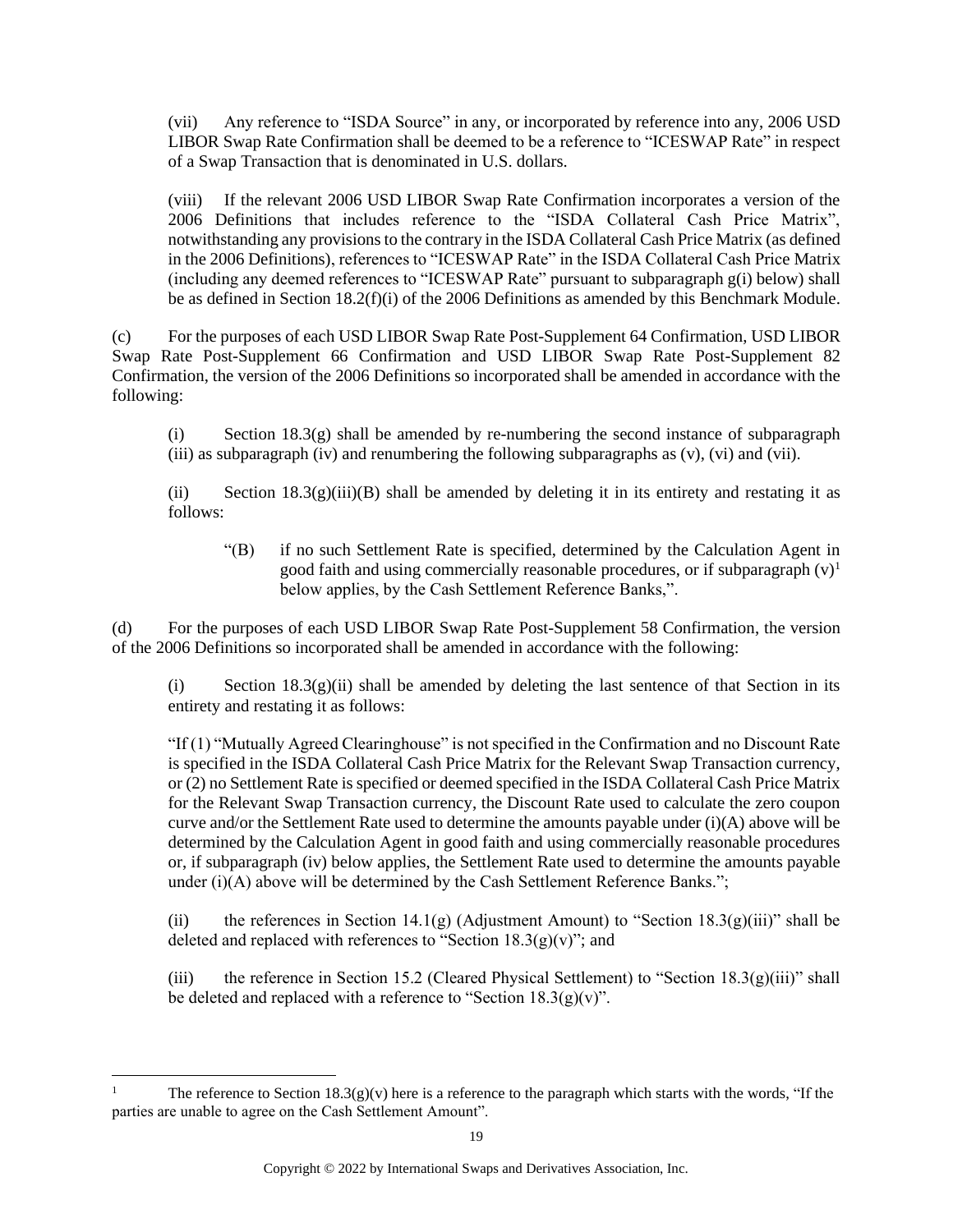(vii) Any reference to "ISDA Source" in any, or incorporated by reference into any, 2006 USD LIBOR Swap Rate Confirmation shall be deemed to be a reference to "ICESWAP Rate" in respect of a Swap Transaction that is denominated in U.S. dollars.

(viii) If the relevant 2006 USD LIBOR Swap Rate Confirmation incorporates a version of the 2006 Definitions that includes reference to the "ISDA Collateral Cash Price Matrix", notwithstanding any provisions to the contrary in the ISDA Collateral Cash Price Matrix (as defined in the 2006 Definitions), references to "ICESWAP Rate" in the ISDA Collateral Cash Price Matrix (including any deemed references to "ICESWAP Rate" pursuant to subparagraph g(i) below) shall be as defined in Section 18.2(f)(i) of the 2006 Definitions as amended by this Benchmark Module.

(c) For the purposes of each USD LIBOR Swap Rate Post-Supplement 64 Confirmation, USD LIBOR Swap Rate Post-Supplement 66 Confirmation and USD LIBOR Swap Rate Post-Supplement 82 Confirmation, the version of the 2006 Definitions so incorporated shall be amended in accordance with the following:

(i) Section 18.3(g) shall be amended by re-numbering the second instance of subparagraph (iii) as subparagraph (iv) and renumbering the following subparagraphs as (v), (vi) and (vii).

(ii) Section 18.3(g)(iii)(B) shall be amended by deleting it in its entirety and restating it as follows:

> "(B) if no such Settlement Rate is specified, determined by the Calculation Agent in good faith and using commercially reasonable procedures, or if subparagraph (v)[1] below applies, by the Cash Settlement Reference Banks,".

(d) For the purposes of each USD LIBOR Swap Rate Post-Supplement 58 Confirmation, the version of the 2006 Definitions so incorporated shall be amended in accordance with the following:

(i) Section 18.3(g)(ii) shall be amended by deleting the last sentence of that Section in its entirety and restating it as follows:

"If (1) "Mutually Agreed Clearinghouse" is not specified in the Confirmation and no Discount Rate is specified in the ISDA Collateral Cash Price Matrix for the Relevant Swap Transaction currency, or (2) no Settlement Rate is specified or deemed specified in the ISDA Collateral Cash Price Matrix for the Relevant Swap Transaction currency, the Discount Rate used to calculate the zero coupon curve and/or the Settlement Rate used to determine the amounts payable under (i)(A) above will be determined by the Calculation Agent in good faith and using commercially reasonable procedures or, if subparagraph (iv) below applies, the Settlement Rate used to determine the amounts payable under (i)(A) above will be determined by the Cash Settlement Reference Banks.";

(ii) the references in Section 14.1(g) (Adjustment Amount) to "Section 18.3(g)(iii)" shall be deleted and replaced with references to "Section 18.3(g)(v)"; and

(iii) the reference in Section 15.2 (Cleared Physical Settlement) to "Section 18.3(g)(iii)" shall be deleted and replaced with a reference to "Section 18.3(g)(v)".

---

[1] The reference to Section 18.3(g)(v) here is a reference to the paragraph which starts with the words, "If the parties are unable to agree on the Cash Settlement Amount".

Copyright © 2022 by International Swaps and Derivatives Association, Inc.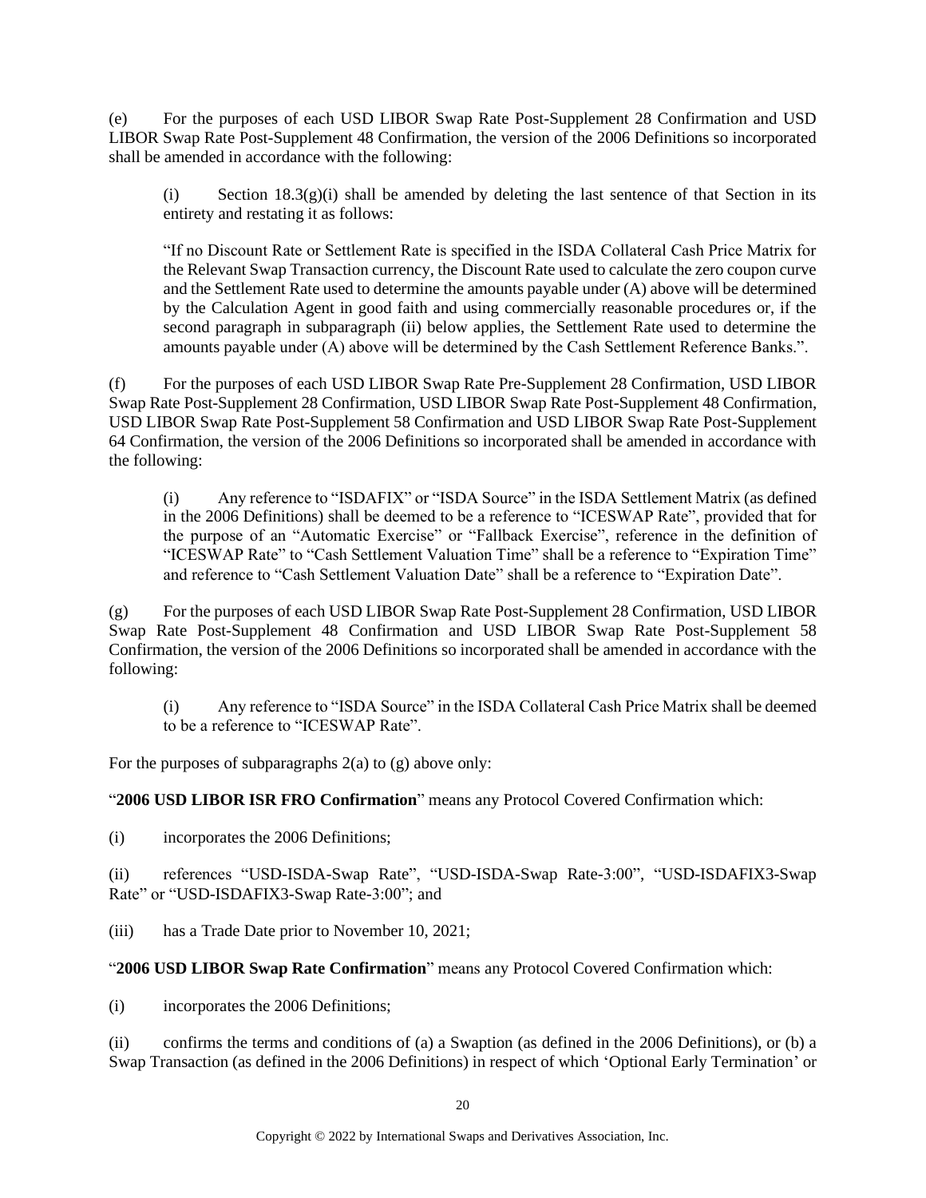(e) For the purposes of each USD LIBOR Swap Rate Post-Supplement 28 Confirmation and USD LIBOR Swap Rate Post-Supplement 48 Confirmation, the version of the 2006 Definitions so incorporated shall be amended in accordance with the following:

> (i) Section 18.3(g)(i) shall be amended by deleting the last sentence of that Section in its entirety and restating it as follows:
>
> "If no Discount Rate or Settlement Rate is specified in the ISDA Collateral Cash Price Matrix for the Relevant Swap Transaction currency, the Discount Rate used to calculate the zero coupon curve and the Settlement Rate used to determine the amounts payable under (A) above will be determined by the Calculation Agent in good faith and using commercially reasonable procedures or, if the second paragraph in subparagraph (ii) below applies, the Settlement Rate used to determine the amounts payable under (A) above will be determined by the Cash Settlement Reference Banks.".

(f) For the purposes of each USD LIBOR Swap Rate Pre-Supplement 28 Confirmation, USD LIBOR Swap Rate Post-Supplement 28 Confirmation, USD LIBOR Swap Rate Post-Supplement 48 Confirmation, USD LIBOR Swap Rate Post-Supplement 58 Confirmation and USD LIBOR Swap Rate Post-Supplement 64 Confirmation, the version of the 2006 Definitions so incorporated shall be amended in accordance with the following:

> (i) Any reference to "ISDAFIX" or "ISDA Source" in the ISDA Settlement Matrix (as defined in the 2006 Definitions) shall be deemed to be a reference to "ICESWAP Rate", provided that for the purpose of an "Automatic Exercise" or "Fallback Exercise", reference in the definition of "ICESWAP Rate" to "Cash Settlement Valuation Time" shall be a reference to "Expiration Time" and reference to "Cash Settlement Valuation Date" shall be a reference to "Expiration Date".

(g) For the purposes of each USD LIBOR Swap Rate Post-Supplement 28 Confirmation, USD LIBOR Swap Rate Post-Supplement 48 Confirmation and USD LIBOR Swap Rate Post-Supplement 58 Confirmation, the version of the 2006 Definitions so incorporated shall be amended in accordance with the following:

> (i) Any reference to "ISDA Source" in the ISDA Collateral Cash Price Matrix shall be deemed to be a reference to "ICESWAP Rate".

For the purposes of subparagraphs 2(a) to (g) above only:

"**2006 USD LIBOR ISR FRO Confirmation**" means any Protocol Covered Confirmation which:

(i) incorporates the 2006 Definitions;

(ii) references "USD-ISDA-Swap Rate", "USD-ISDA-Swap Rate-3:00", "USD-ISDAFIX3-Swap Rate" or "USD-ISDAFIX3-Swap Rate-3:00"; and

(iii) has a Trade Date prior to November 10, 2021;

"**2006 USD LIBOR Swap Rate Confirmation**" means any Protocol Covered Confirmation which:

(i) incorporates the 2006 Definitions;

(ii) confirms the terms and conditions of (a) a Swaption (as defined in the 2006 Definitions), or (b) a Swap Transaction (as defined in the 2006 Definitions) in respect of which 'Optional Early Termination' or

Copyright © 2022 by International Swaps and Derivatives Association, Inc.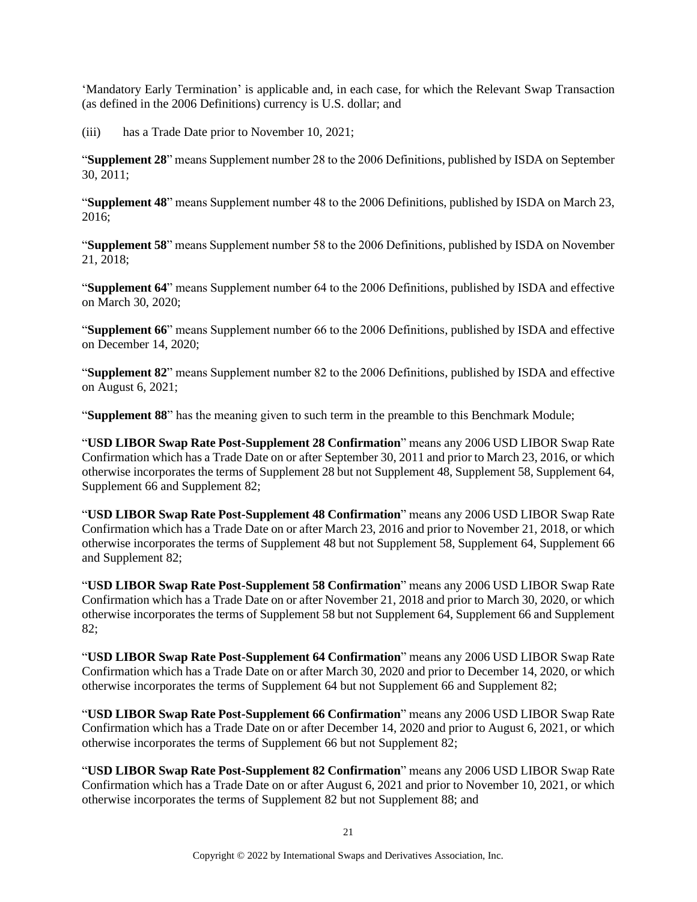'Mandatory Early Termination' is applicable and, in each case, for which the Relevant Swap Transaction (as defined in the 2006 Definitions) currency is U.S. dollar; and

(iii) has a Trade Date prior to November 10, 2021;

"**Supplement 28**" means Supplement number 28 to the 2006 Definitions, published by ISDA on September 30, 2011;

"**Supplement 48**" means Supplement number 48 to the 2006 Definitions, published by ISDA on March 23, 2016;

"**Supplement 58**" means Supplement number 58 to the 2006 Definitions, published by ISDA on November 21, 2018;

"**Supplement 64**" means Supplement number 64 to the 2006 Definitions, published by ISDA and effective on March 30, 2020;

"**Supplement 66**" means Supplement number 66 to the 2006 Definitions, published by ISDA and effective on December 14, 2020;

"**Supplement 82**" means Supplement number 82 to the 2006 Definitions, published by ISDA and effective on August 6, 2021;

"**Supplement 88**" has the meaning given to such term in the preamble to this Benchmark Module;

"**USD LIBOR Swap Rate Post-Supplement 28 Confirmation**" means any 2006 USD LIBOR Swap Rate Confirmation which has a Trade Date on or after September 30, 2011 and prior to March 23, 2016, or which otherwise incorporates the terms of Supplement 28 but not Supplement 48, Supplement 58, Supplement 64, Supplement 66 and Supplement 82;

"**USD LIBOR Swap Rate Post-Supplement 48 Confirmation**" means any 2006 USD LIBOR Swap Rate Confirmation which has a Trade Date on or after March 23, 2016 and prior to November 21, 2018, or which otherwise incorporates the terms of Supplement 48 but not Supplement 58, Supplement 64, Supplement 66 and Supplement 82;

"**USD LIBOR Swap Rate Post-Supplement 58 Confirmation**" means any 2006 USD LIBOR Swap Rate Confirmation which has a Trade Date on or after November 21, 2018 and prior to March 30, 2020, or which otherwise incorporates the terms of Supplement 58 but not Supplement 64, Supplement 66 and Supplement 82;

"**USD LIBOR Swap Rate Post-Supplement 64 Confirmation**" means any 2006 USD LIBOR Swap Rate Confirmation which has a Trade Date on or after March 30, 2020 and prior to December 14, 2020, or which otherwise incorporates the terms of Supplement 64 but not Supplement 66 and Supplement 82;

"**USD LIBOR Swap Rate Post-Supplement 66 Confirmation**" means any 2006 USD LIBOR Swap Rate Confirmation which has a Trade Date on or after December 14, 2020 and prior to August 6, 2021, or which otherwise incorporates the terms of Supplement 66 but not Supplement 82;

"**USD LIBOR Swap Rate Post-Supplement 82 Confirmation**" means any 2006 USD LIBOR Swap Rate Confirmation which has a Trade Date on or after August 6, 2021 and prior to November 10, 2021, or which otherwise incorporates the terms of Supplement 82 but not Supplement 88; and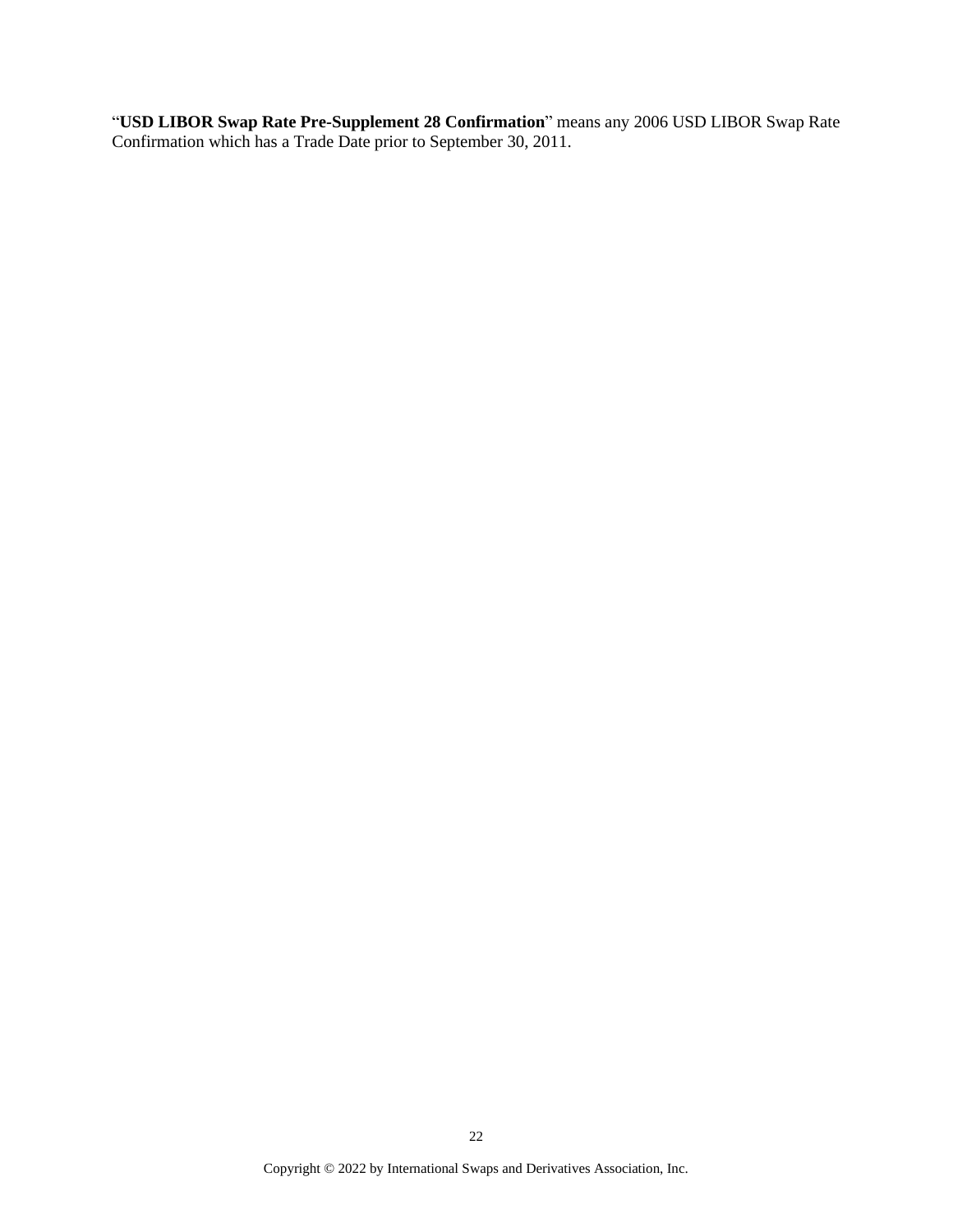“**USD LIBOR Swap Rate Pre-Supplement 28 Confirmation**” means any 2006 USD LIBOR Swap Rate Confirmation which has a Trade Date prior to September 30, 2011.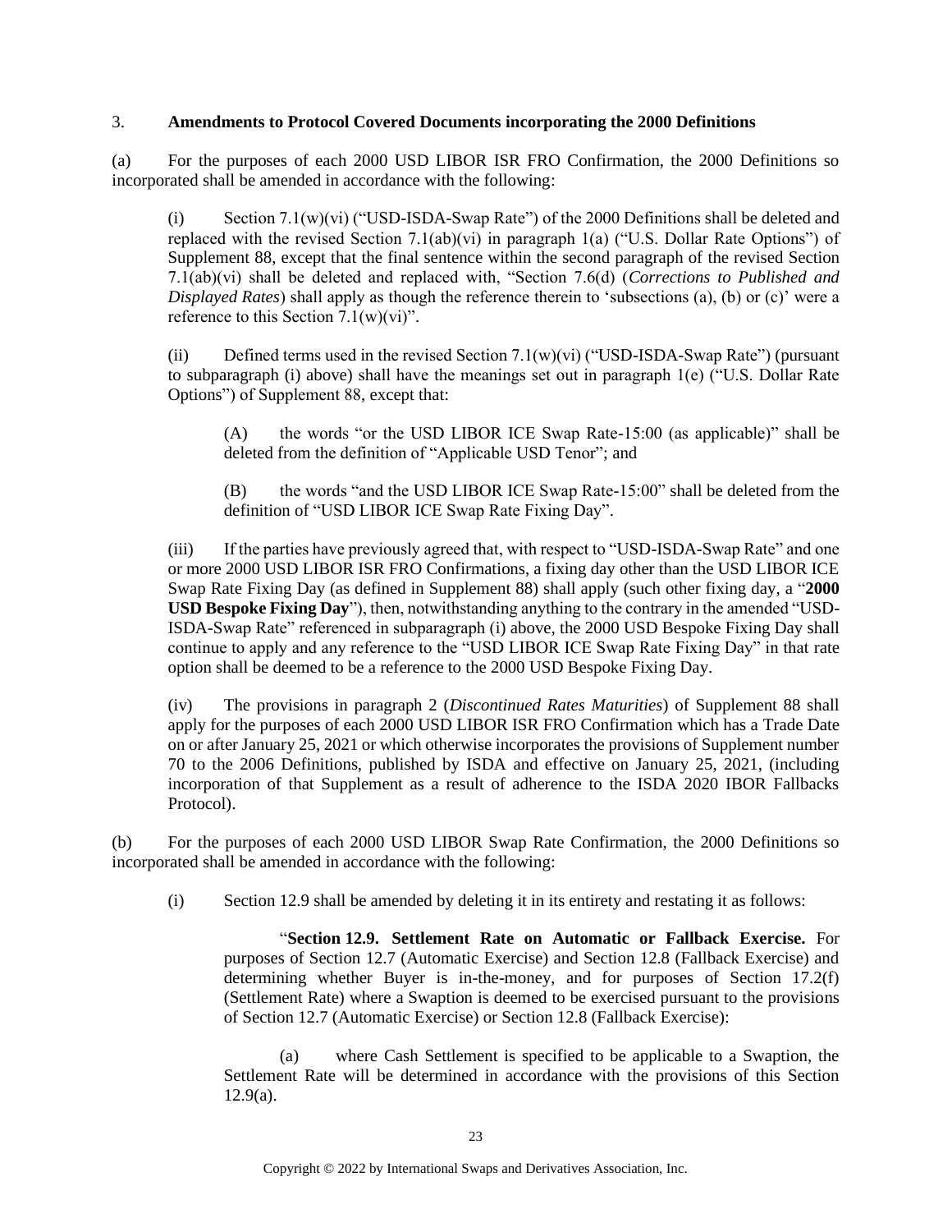3. **Amendments to Protocol Covered Documents incorporating the 2000 Definitions**

(a) For the purposes of each 2000 USD LIBOR ISR FRO Confirmation, the 2000 Definitions so incorporated shall be amended in accordance with the following:

(i) Section 7.1(w)(vi) ("USD-ISDA-Swap Rate") of the 2000 Definitions shall be deleted and replaced with the revised Section 7.1(ab)(vi) in paragraph 1(a) ("U.S. Dollar Rate Options") of Supplement 88, except that the final sentence within the second paragraph of the revised Section 7.1(ab)(vi) shall be deleted and replaced with, "Section 7.6(d) (*Corrections to Published and Displayed Rates*) shall apply as though the reference therein to 'subsections (a), (b) or (c)' were a reference to this Section 7.1(w)(vi)".

(ii) Defined terms used in the revised Section 7.1(w)(vi) ("USD-ISDA-Swap Rate") (pursuant to subparagraph (i) above) shall have the meanings set out in paragraph 1(e) ("U.S. Dollar Rate Options") of Supplement 88, except that:

(A) the words "or the USD LIBOR ICE Swap Rate-15:00 (as applicable)" shall be deleted from the definition of "Applicable USD Tenor"; and

(B) the words "and the USD LIBOR ICE Swap Rate-15:00" shall be deleted from the definition of "USD LIBOR ICE Swap Rate Fixing Day".

(iii) If the parties have previously agreed that, with respect to "USD-ISDA-Swap Rate" and one or more 2000 USD LIBOR ISR FRO Confirmations, a fixing day other than the USD LIBOR ICE Swap Rate Fixing Day (as defined in Supplement 88) shall apply (such other fixing day, a "**2000 USD Bespoke Fixing Day**"), then, notwithstanding anything to the contrary in the amended "USD-ISDA-Swap Rate" referenced in subparagraph (i) above, the 2000 USD Bespoke Fixing Day shall continue to apply and any reference to the "USD LIBOR ICE Swap Rate Fixing Day" in that rate option shall be deemed to be a reference to the 2000 USD Bespoke Fixing Day.

(iv) The provisions in paragraph 2 (*Discontinued Rates Maturities*) of Supplement 88 shall apply for the purposes of each 2000 USD LIBOR ISR FRO Confirmation which has a Trade Date on or after January 25, 2021 or which otherwise incorporates the provisions of Supplement number 70 to the 2006 Definitions, published by ISDA and effective on January 25, 2021, (including incorporation of that Supplement as a result of adherence to the ISDA 2020 IBOR Fallbacks Protocol).

(b) For the purposes of each 2000 USD LIBOR Swap Rate Confirmation, the 2000 Definitions so incorporated shall be amended in accordance with the following:

(i) Section 12.9 shall be amended by deleting it in its entirety and restating it as follows:

"**Section 12.9. Settlement Rate on Automatic or Fallback Exercise.** For purposes of Section 12.7 (Automatic Exercise) and Section 12.8 (Fallback Exercise) and determining whether Buyer is in-the-money, and for purposes of Section 17.2(f) (Settlement Rate) where a Swaption is deemed to be exercised pursuant to the provisions of Section 12.7 (Automatic Exercise) or Section 12.8 (Fallback Exercise):

(a) where Cash Settlement is specified to be applicable to a Swaption, the Settlement Rate will be determined in accordance with the provisions of this Section 12.9(a).

Copyright © 2022 by International Swaps and Derivatives Association, Inc.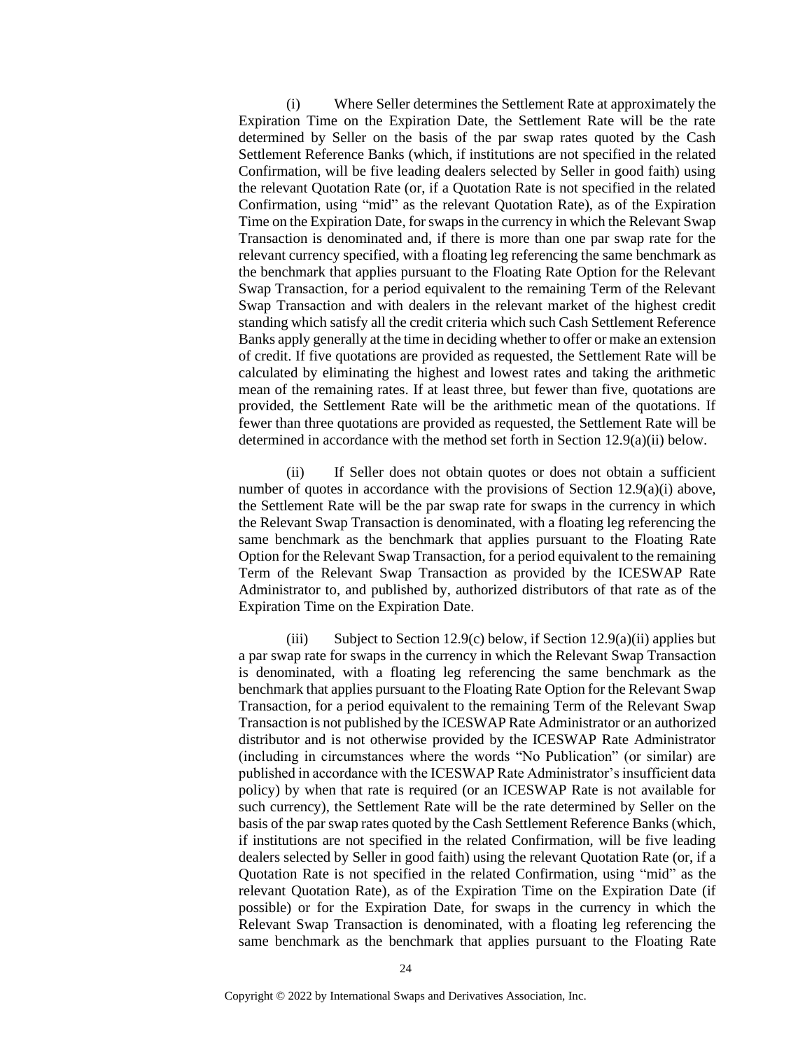(i) Where Seller determines the Settlement Rate at approximately the Expiration Time on the Expiration Date, the Settlement Rate will be the rate determined by Seller on the basis of the par swap rates quoted by the Cash Settlement Reference Banks (which, if institutions are not specified in the related Confirmation, will be five leading dealers selected by Seller in good faith) using the relevant Quotation Rate (or, if a Quotation Rate is not specified in the related Confirmation, using "mid" as the relevant Quotation Rate), as of the Expiration Time on the Expiration Date, for swaps in the currency in which the Relevant Swap Transaction is denominated and, if there is more than one par swap rate for the relevant currency specified, with a floating leg referencing the same benchmark as the benchmark that applies pursuant to the Floating Rate Option for the Relevant Swap Transaction, for a period equivalent to the remaining Term of the Relevant Swap Transaction and with dealers in the relevant market of the highest credit standing which satisfy all the credit criteria which such Cash Settlement Reference Banks apply generally at the time in deciding whether to offer or make an extension of credit. If five quotations are provided as requested, the Settlement Rate will be calculated by eliminating the highest and lowest rates and taking the arithmetic mean of the remaining rates. If at least three, but fewer than five, quotations are provided, the Settlement Rate will be the arithmetic mean of the quotations. If fewer than three quotations are provided as requested, the Settlement Rate will be determined in accordance with the method set forth in Section 12.9(a)(ii) below.

(ii) If Seller does not obtain quotes or does not obtain a sufficient number of quotes in accordance with the provisions of Section 12.9(a)(i) above, the Settlement Rate will be the par swap rate for swaps in the currency in which the Relevant Swap Transaction is denominated, with a floating leg referencing the same benchmark as the benchmark that applies pursuant to the Floating Rate Option for the Relevant Swap Transaction, for a period equivalent to the remaining Term of the Relevant Swap Transaction as provided by the ICESWAP Rate Administrator to, and published by, authorized distributors of that rate as of the Expiration Time on the Expiration Date.

(iii) Subject to Section 12.9(c) below, if Section 12.9(a)(ii) applies but a par swap rate for swaps in the currency in which the Relevant Swap Transaction is denominated, with a floating leg referencing the same benchmark as the benchmark that applies pursuant to the Floating Rate Option for the Relevant Swap Transaction, for a period equivalent to the remaining Term of the Relevant Swap Transaction is not published by the ICESWAP Rate Administrator or an authorized distributor and is not otherwise provided by the ICESWAP Rate Administrator (including in circumstances where the words "No Publication" (or similar) are published in accordance with the ICESWAP Rate Administrator's insufficient data policy) by when that rate is required (or an ICESWAP Rate is not available for such currency), the Settlement Rate will be the rate determined by Seller on the basis of the par swap rates quoted by the Cash Settlement Reference Banks (which, if institutions are not specified in the related Confirmation, will be five leading dealers selected by Seller in good faith) using the relevant Quotation Rate (or, if a Quotation Rate is not specified in the related Confirmation, using "mid" as the relevant Quotation Rate), as of the Expiration Time on the Expiration Date (if possible) or for the Expiration Date, for swaps in the currency in which the Relevant Swap Transaction is denominated, with a floating leg referencing the same benchmark as the benchmark that applies pursuant to the Floating Rate

Copyright © 2022 by International Swaps and Derivatives Association, Inc.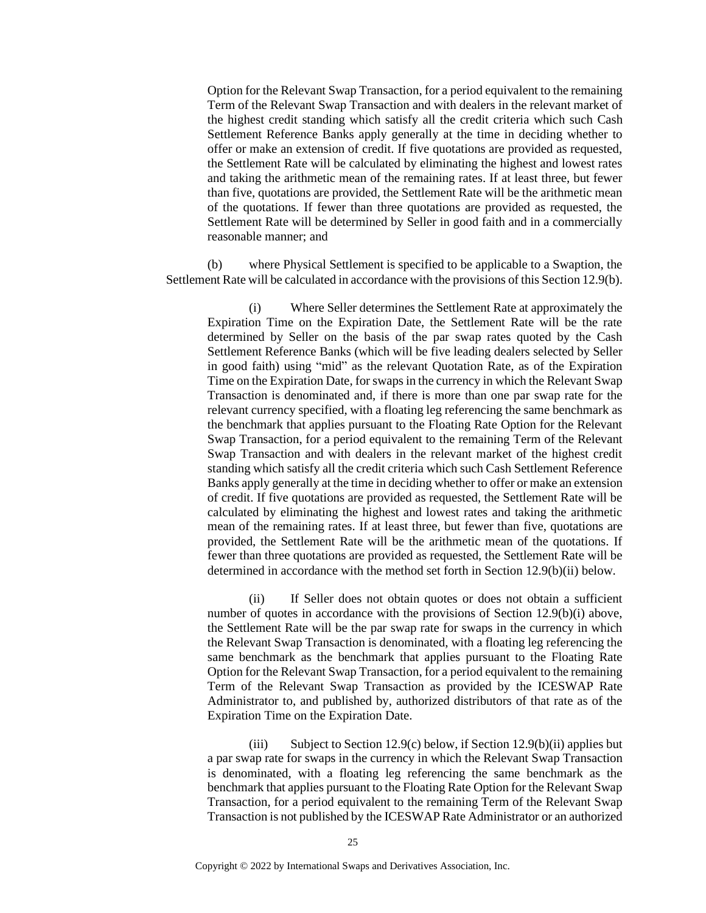Option for the Relevant Swap Transaction, for a period equivalent to the remaining Term of the Relevant Swap Transaction and with dealers in the relevant market of the highest credit standing which satisfy all the credit criteria which such Cash Settlement Reference Banks apply generally at the time in deciding whether to offer or make an extension of credit. If five quotations are provided as requested, the Settlement Rate will be calculated by eliminating the highest and lowest rates and taking the arithmetic mean of the remaining rates. If at least three, but fewer than five, quotations are provided, the Settlement Rate will be the arithmetic mean of the quotations. If fewer than three quotations are provided as requested, the Settlement Rate will be determined by Seller in good faith and in a commercially reasonable manner; and

(b) where Physical Settlement is specified to be applicable to a Swaption, the Settlement Rate will be calculated in accordance with the provisions of this Section 12.9(b).

(i) Where Seller determines the Settlement Rate at approximately the Expiration Time on the Expiration Date, the Settlement Rate will be the rate determined by Seller on the basis of the par swap rates quoted by the Cash Settlement Reference Banks (which will be five leading dealers selected by Seller in good faith) using "mid" as the relevant Quotation Rate, as of the Expiration Time on the Expiration Date, for swaps in the currency in which the Relevant Swap Transaction is denominated and, if there is more than one par swap rate for the relevant currency specified, with a floating leg referencing the same benchmark as the benchmark that applies pursuant to the Floating Rate Option for the Relevant Swap Transaction, for a period equivalent to the remaining Term of the Relevant Swap Transaction and with dealers in the relevant market of the highest credit standing which satisfy all the credit criteria which such Cash Settlement Reference Banks apply generally at the time in deciding whether to offer or make an extension of credit. If five quotations are provided as requested, the Settlement Rate will be calculated by eliminating the highest and lowest rates and taking the arithmetic mean of the remaining rates. If at least three, but fewer than five, quotations are provided, the Settlement Rate will be the arithmetic mean of the quotations. If fewer than three quotations are provided as requested, the Settlement Rate will be determined in accordance with the method set forth in Section 12.9(b)(ii) below.

(ii) If Seller does not obtain quotes or does not obtain a sufficient number of quotes in accordance with the provisions of Section 12.9(b)(i) above, the Settlement Rate will be the par swap rate for swaps in the currency in which the Relevant Swap Transaction is denominated, with a floating leg referencing the same benchmark as the benchmark that applies pursuant to the Floating Rate Option for the Relevant Swap Transaction, for a period equivalent to the remaining Term of the Relevant Swap Transaction as provided by the ICESWAP Rate Administrator to, and published by, authorized distributors of that rate as of the Expiration Time on the Expiration Date.

(iii) Subject to Section 12.9(c) below, if Section 12.9(b)(ii) applies but a par swap rate for swaps in the currency in which the Relevant Swap Transaction is denominated, with a floating leg referencing the same benchmark as the benchmark that applies pursuant to the Floating Rate Option for the Relevant Swap Transaction, for a period equivalent to the remaining Term of the Relevant Swap Transaction is not published by the ICESWAP Rate Administrator or an authorized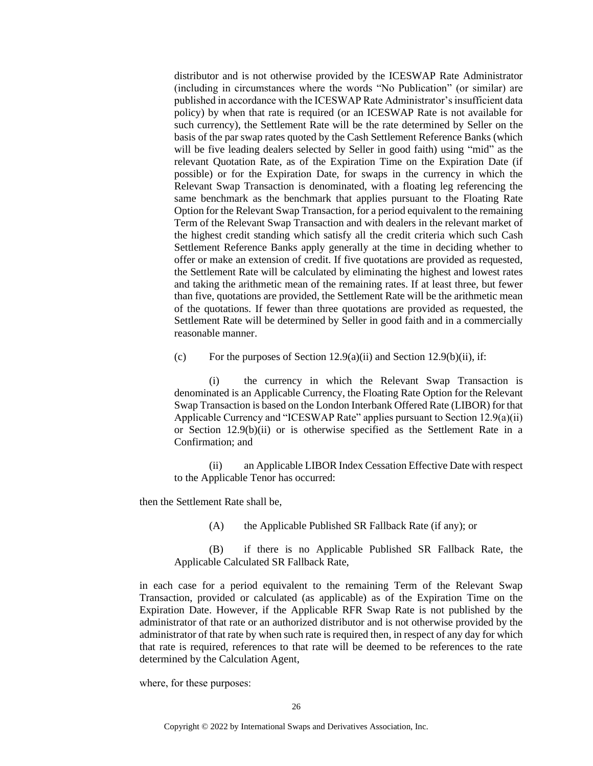distributor and is not otherwise provided by the ICESWAP Rate Administrator (including in circumstances where the words "No Publication" (or similar) are published in accordance with the ICESWAP Rate Administrator's insufficient data policy) by when that rate is required (or an ICESWAP Rate is not available for such currency), the Settlement Rate will be the rate determined by Seller on the basis of the par swap rates quoted by the Cash Settlement Reference Banks (which will be five leading dealers selected by Seller in good faith) using "mid" as the relevant Quotation Rate, as of the Expiration Time on the Expiration Date (if possible) or for the Expiration Date, for swaps in the currency in which the Relevant Swap Transaction is denominated, with a floating leg referencing the same benchmark as the benchmark that applies pursuant to the Floating Rate Option for the Relevant Swap Transaction, for a period equivalent to the remaining Term of the Relevant Swap Transaction and with dealers in the relevant market of the highest credit standing which satisfy all the credit criteria which such Cash Settlement Reference Banks apply generally at the time in deciding whether to offer or make an extension of credit. If five quotations are provided as requested, the Settlement Rate will be calculated by eliminating the highest and lowest rates and taking the arithmetic mean of the remaining rates. If at least three, but fewer than five, quotations are provided, the Settlement Rate will be the arithmetic mean of the quotations. If fewer than three quotations are provided as requested, the Settlement Rate will be determined by Seller in good faith and in a commercially reasonable manner.

(c) For the purposes of Section 12.9(a)(ii) and Section 12.9(b)(ii), if:

(i) the currency in which the Relevant Swap Transaction is denominated is an Applicable Currency, the Floating Rate Option for the Relevant Swap Transaction is based on the London Interbank Offered Rate (LIBOR) for that Applicable Currency and "ICESWAP Rate" applies pursuant to Section 12.9(a)(ii) or Section 12.9(b)(ii) or is otherwise specified as the Settlement Rate in a Confirmation; and

(ii) an Applicable LIBOR Index Cessation Effective Date with respect to the Applicable Tenor has occurred:

then the Settlement Rate shall be,

(A) the Applicable Published SR Fallback Rate (if any); or

(B) if there is no Applicable Published SR Fallback Rate, the Applicable Calculated SR Fallback Rate,

in each case for a period equivalent to the remaining Term of the Relevant Swap Transaction, provided or calculated (as applicable) as of the Expiration Time on the Expiration Date. However, if the Applicable RFR Swap Rate is not published by the administrator of that rate or an authorized distributor and is not otherwise provided by the administrator of that rate by when such rate is required then, in respect of any day for which that rate is required, references to that rate will be deemed to be references to the rate determined by the Calculation Agent,

where, for these purposes:

Copyright © 2022 by International Swaps and Derivatives Association, Inc.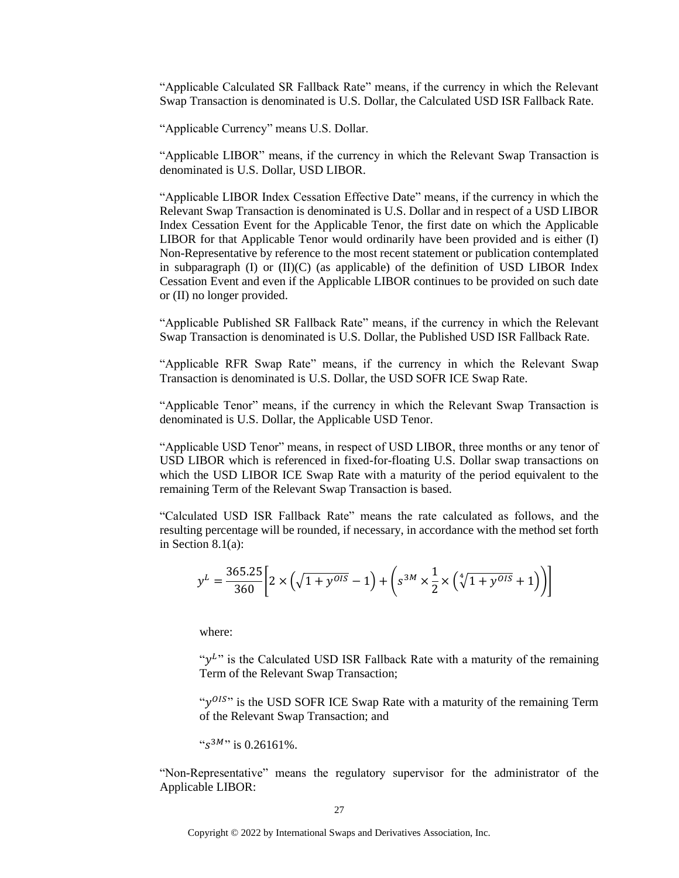"Applicable Calculated SR Fallback Rate" means, if the currency in which the Relevant Swap Transaction is denominated is U.S. Dollar, the Calculated USD ISR Fallback Rate.

"Applicable Currency" means U.S. Dollar.

"Applicable LIBOR" means, if the currency in which the Relevant Swap Transaction is denominated is U.S. Dollar, USD LIBOR.

"Applicable LIBOR Index Cessation Effective Date" means, if the currency in which the Relevant Swap Transaction is denominated is U.S. Dollar and in respect of a USD LIBOR Index Cessation Event for the Applicable Tenor, the first date on which the Applicable LIBOR for that Applicable Tenor would ordinarily have been provided and is either (I) Non-Representative by reference to the most recent statement or publication contemplated in subparagraph (I) or (II)(C) (as applicable) of the definition of USD LIBOR Index Cessation Event and even if the Applicable LIBOR continues to be provided on such date or (II) no longer provided.

"Applicable Published SR Fallback Rate" means, if the currency in which the Relevant Swap Transaction is denominated is U.S. Dollar, the Published USD ISR Fallback Rate.

"Applicable RFR Swap Rate" means, if the currency in which the Relevant Swap Transaction is denominated is U.S. Dollar, the USD SOFR ICE Swap Rate.

"Applicable Tenor" means, if the currency in which the Relevant Swap Transaction is denominated is U.S. Dollar, the Applicable USD Tenor.

"Applicable USD Tenor" means, in respect of USD LIBOR, three months or any tenor of USD LIBOR which is referenced in fixed-for-floating U.S. Dollar swap transactions on which the USD LIBOR ICE Swap Rate with a maturity of the period equivalent to the remaining Term of the Relevant Swap Transaction is based.

"Calculated USD ISR Fallback Rate" means the rate calculated as follows, and the resulting percentage will be rounded, if necessary, in accordance with the method set forth in Section 8.1(a):

$$y^L = \frac{365.25}{360}\left[2 \times \left(\sqrt{1 + y^{OIS}} - 1\right) + \left(s^{3M} \times \frac{1}{2} \times \left(\sqrt[4]{1 + y^{OIS}} + 1\right)\right)\right]$$

where:

"$y^L$" is the Calculated USD ISR Fallback Rate with a maturity of the remaining Term of the Relevant Swap Transaction;

"$y^{OIS}$" is the USD SOFR ICE Swap Rate with a maturity of the remaining Term of the Relevant Swap Transaction; and

"$s^{3M}$" is 0.26161%.

"Non-Representative" means the regulatory supervisor for the administrator of the Applicable LIBOR: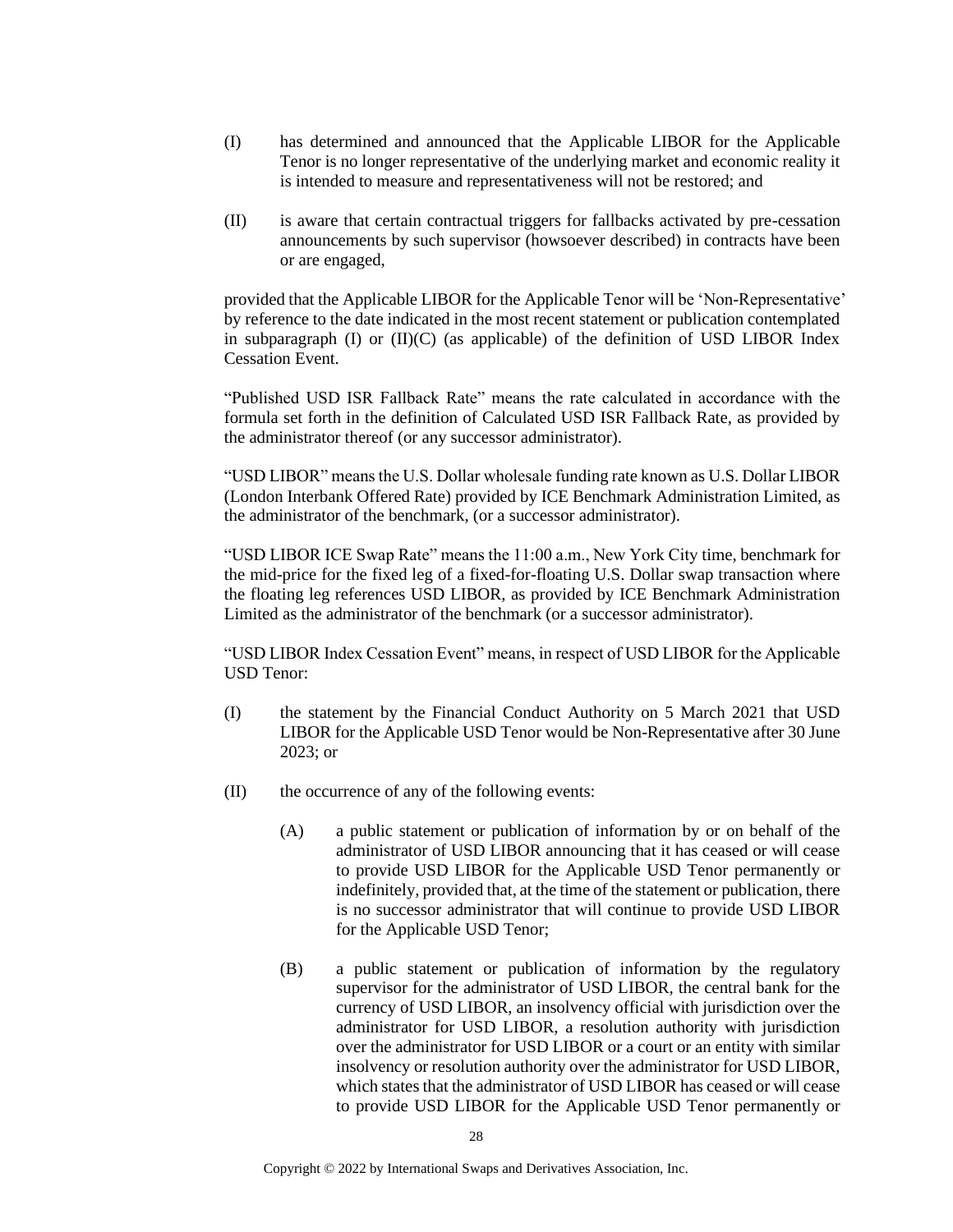(I) has determined and announced that the Applicable LIBOR for the Applicable Tenor is no longer representative of the underlying market and economic reality it is intended to measure and representativeness will not be restored; and

(II) is aware that certain contractual triggers for fallbacks activated by pre-cessation announcements by such supervisor (howsoever described) in contracts have been or are engaged,

provided that the Applicable LIBOR for the Applicable Tenor will be 'Non-Representative' by reference to the date indicated in the most recent statement or publication contemplated in subparagraph (I) or (II)(C) (as applicable) of the definition of USD LIBOR Index Cessation Event.

"Published USD ISR Fallback Rate" means the rate calculated in accordance with the formula set forth in the definition of Calculated USD ISR Fallback Rate, as provided by the administrator thereof (or any successor administrator).

"USD LIBOR" means the U.S. Dollar wholesale funding rate known as U.S. Dollar LIBOR (London Interbank Offered Rate) provided by ICE Benchmark Administration Limited, as the administrator of the benchmark, (or a successor administrator).

"USD LIBOR ICE Swap Rate" means the 11:00 a.m., New York City time, benchmark for the mid-price for the fixed leg of a fixed-for-floating U.S. Dollar swap transaction where the floating leg references USD LIBOR, as provided by ICE Benchmark Administration Limited as the administrator of the benchmark (or a successor administrator).

"USD LIBOR Index Cessation Event" means, in respect of USD LIBOR for the Applicable USD Tenor:

(I) the statement by the Financial Conduct Authority on 5 March 2021 that USD LIBOR for the Applicable USD Tenor would be Non-Representative after 30 June 2023; or

(II) the occurrence of any of the following events:

(A) a public statement or publication of information by or on behalf of the administrator of USD LIBOR announcing that it has ceased or will cease to provide USD LIBOR for the Applicable USD Tenor permanently or indefinitely, provided that, at the time of the statement or publication, there is no successor administrator that will continue to provide USD LIBOR for the Applicable USD Tenor;

(B) a public statement or publication of information by the regulatory supervisor for the administrator of USD LIBOR, the central bank for the currency of USD LIBOR, an insolvency official with jurisdiction over the administrator for USD LIBOR, a resolution authority with jurisdiction over the administrator for USD LIBOR or a court or an entity with similar insolvency or resolution authority over the administrator for USD LIBOR, which states that the administrator of USD LIBOR has ceased or will cease to provide USD LIBOR for the Applicable USD Tenor permanently or

Copyright © 2022 by International Swaps and Derivatives Association, Inc.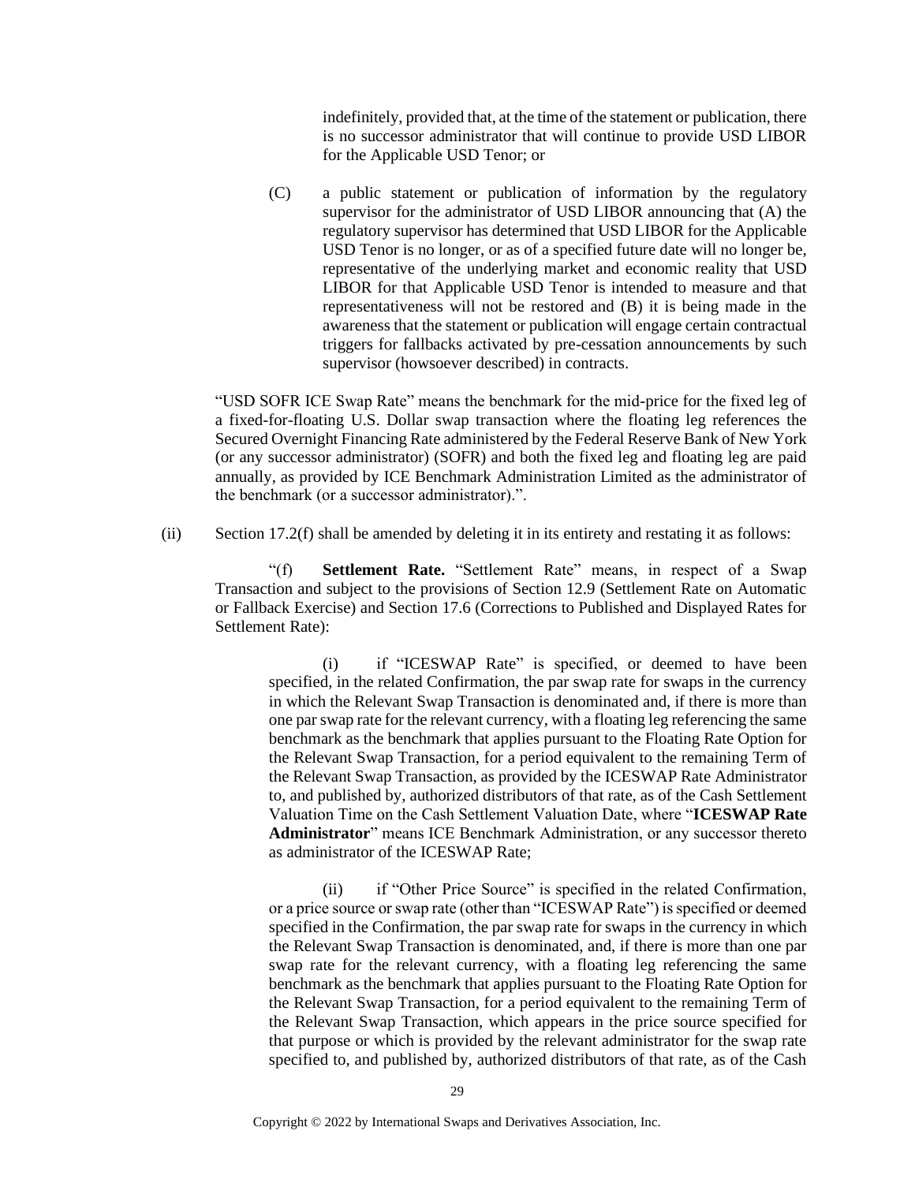indefinitely, provided that, at the time of the statement or publication, there is no successor administrator that will continue to provide USD LIBOR for the Applicable USD Tenor; or

(C) a public statement or publication of information by the regulatory supervisor for the administrator of USD LIBOR announcing that (A) the regulatory supervisor has determined that USD LIBOR for the Applicable USD Tenor is no longer, or as of a specified future date will no longer be, representative of the underlying market and economic reality that USD LIBOR for that Applicable USD Tenor is intended to measure and that representativeness will not be restored and (B) it is being made in the awareness that the statement or publication will engage certain contractual triggers for fallbacks activated by pre-cessation announcements by such supervisor (howsoever described) in contracts.

"USD SOFR ICE Swap Rate" means the benchmark for the mid-price for the fixed leg of a fixed-for-floating U.S. Dollar swap transaction where the floating leg references the Secured Overnight Financing Rate administered by the Federal Reserve Bank of New York (or any successor administrator) (SOFR) and both the fixed leg and floating leg are paid annually, as provided by ICE Benchmark Administration Limited as the administrator of the benchmark (or a successor administrator).".

(ii) Section 17.2(f) shall be amended by deleting it in its entirety and restating it as follows:

"(f) **Settlement Rate.** "Settlement Rate" means, in respect of a Swap Transaction and subject to the provisions of Section 12.9 (Settlement Rate on Automatic or Fallback Exercise) and Section 17.6 (Corrections to Published and Displayed Rates for Settlement Rate):

(i) if "ICESWAP Rate" is specified, or deemed to have been specified, in the related Confirmation, the par swap rate for swaps in the currency in which the Relevant Swap Transaction is denominated and, if there is more than one par swap rate for the relevant currency, with a floating leg referencing the same benchmark as the benchmark that applies pursuant to the Floating Rate Option for the Relevant Swap Transaction, for a period equivalent to the remaining Term of the Relevant Swap Transaction, as provided by the ICESWAP Rate Administrator to, and published by, authorized distributors of that rate, as of the Cash Settlement Valuation Time on the Cash Settlement Valuation Date, where "**ICESWAP Rate Administrator**" means ICE Benchmark Administration, or any successor thereto as administrator of the ICESWAP Rate;

(ii) if "Other Price Source" is specified in the related Confirmation, or a price source or swap rate (other than "ICESWAP Rate") is specified or deemed specified in the Confirmation, the par swap rate for swaps in the currency in which the Relevant Swap Transaction is denominated, and, if there is more than one par swap rate for the relevant currency, with a floating leg referencing the same benchmark as the benchmark that applies pursuant to the Floating Rate Option for the Relevant Swap Transaction, for a period equivalent to the remaining Term of the Relevant Swap Transaction, which appears in the price source specified for that purpose or which is provided by the relevant administrator for the swap rate specified to, and published by, authorized distributors of that rate, as of the Cash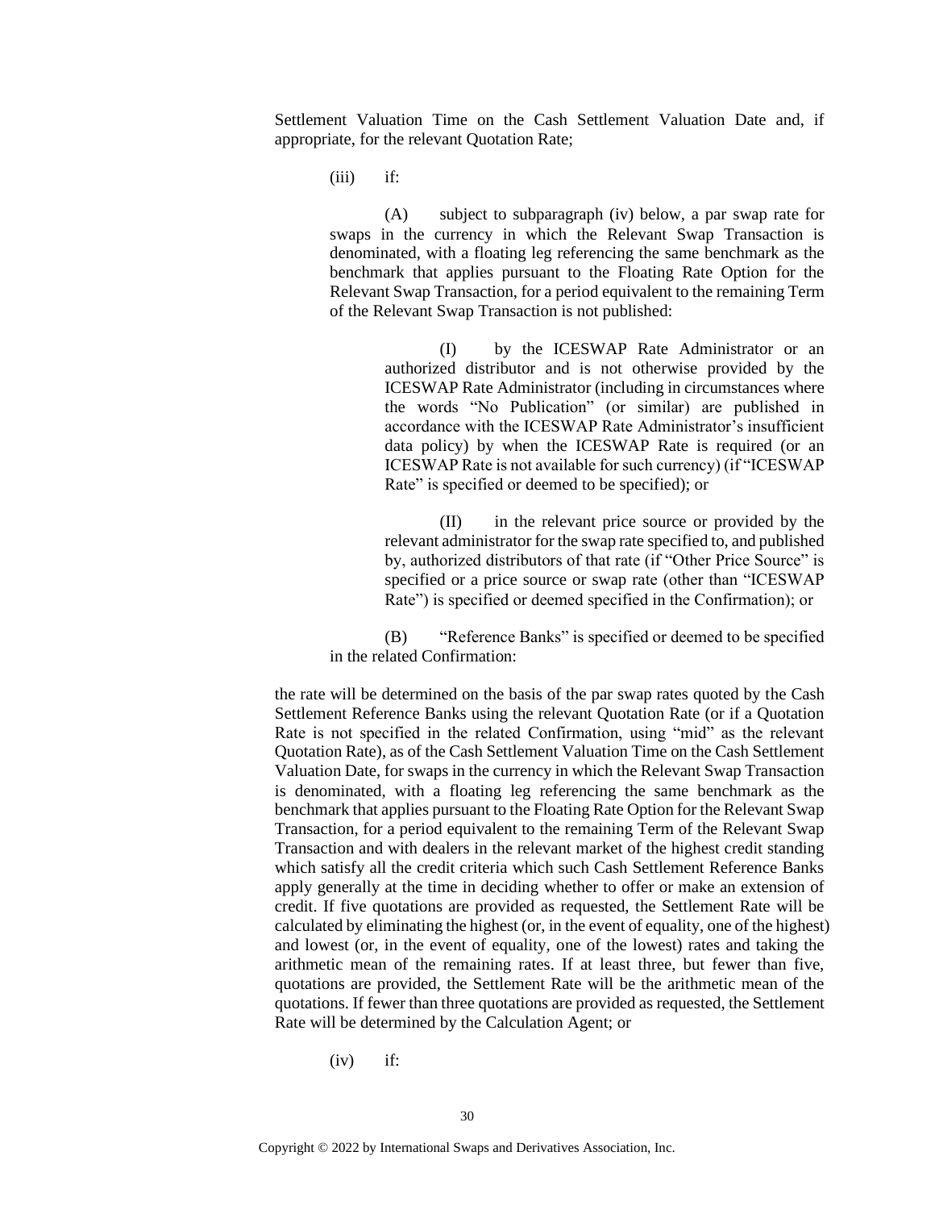Settlement Valuation Time on the Cash Settlement Valuation Date and, if appropriate, for the relevant Quotation Rate;

(iii) if:

(A) subject to subparagraph (iv) below, a par swap rate for swaps in the currency in which the Relevant Swap Transaction is denominated, with a floating leg referencing the same benchmark as the benchmark that applies pursuant to the Floating Rate Option for the Relevant Swap Transaction, for a period equivalent to the remaining Term of the Relevant Swap Transaction is not published:

(I) by the ICESWAP Rate Administrator or an authorized distributor and is not otherwise provided by the ICESWAP Rate Administrator (including in circumstances where the words "No Publication" (or similar) are published in accordance with the ICESWAP Rate Administrator's insufficient data policy) by when the ICESWAP Rate is required (or an ICESWAP Rate is not available for such currency) (if "ICESWAP Rate" is specified or deemed to be specified); or

(II) in the relevant price source or provided by the relevant administrator for the swap rate specified to, and published by, authorized distributors of that rate (if "Other Price Source" is specified or a price source or swap rate (other than "ICESWAP Rate") is specified or deemed specified in the Confirmation); or

(B) "Reference Banks" is specified or deemed to be specified in the related Confirmation:

the rate will be determined on the basis of the par swap rates quoted by the Cash Settlement Reference Banks using the relevant Quotation Rate (or if a Quotation Rate is not specified in the related Confirmation, using "mid" as the relevant Quotation Rate), as of the Cash Settlement Valuation Time on the Cash Settlement Valuation Date, for swaps in the currency in which the Relevant Swap Transaction is denominated, with a floating leg referencing the same benchmark as the benchmark that applies pursuant to the Floating Rate Option for the Relevant Swap Transaction, for a period equivalent to the remaining Term of the Relevant Swap Transaction and with dealers in the relevant market of the highest credit standing which satisfy all the credit criteria which such Cash Settlement Reference Banks apply generally at the time in deciding whether to offer or make an extension of credit. If five quotations are provided as requested, the Settlement Rate will be calculated by eliminating the highest (or, in the event of equality, one of the highest) and lowest (or, in the event of equality, one of the lowest) rates and taking the arithmetic mean of the remaining rates. If at least three, but fewer than five, quotations are provided, the Settlement Rate will be the arithmetic mean of the quotations. If fewer than three quotations are provided as requested, the Settlement Rate will be determined by the Calculation Agent; or

(iv) if: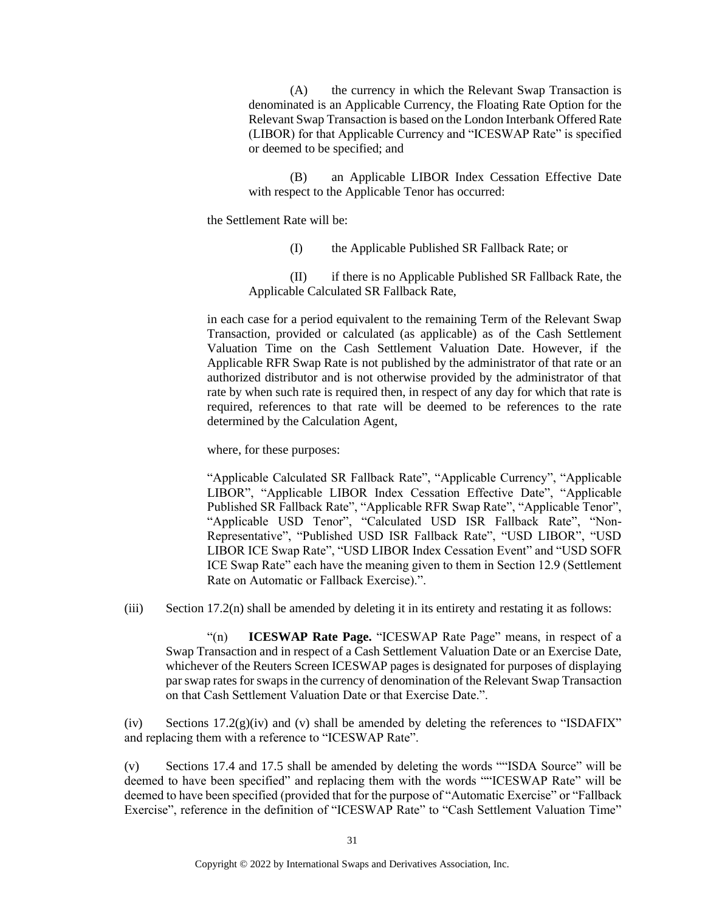(A) the currency in which the Relevant Swap Transaction is denominated is an Applicable Currency, the Floating Rate Option for the Relevant Swap Transaction is based on the London Interbank Offered Rate (LIBOR) for that Applicable Currency and "ICESWAP Rate" is specified or deemed to be specified; and

(B) an Applicable LIBOR Index Cessation Effective Date with respect to the Applicable Tenor has occurred:

the Settlement Rate will be:

(I) the Applicable Published SR Fallback Rate; or

(II) if there is no Applicable Published SR Fallback Rate, the Applicable Calculated SR Fallback Rate,

in each case for a period equivalent to the remaining Term of the Relevant Swap Transaction, provided or calculated (as applicable) as of the Cash Settlement Valuation Time on the Cash Settlement Valuation Date. However, if the Applicable RFR Swap Rate is not published by the administrator of that rate or an authorized distributor and is not otherwise provided by the administrator of that rate by when such rate is required then, in respect of any day for which that rate is required, references to that rate will be deemed to be references to the rate determined by the Calculation Agent,

where, for these purposes:

"Applicable Calculated SR Fallback Rate", "Applicable Currency", "Applicable LIBOR", "Applicable LIBOR Index Cessation Effective Date", "Applicable Published SR Fallback Rate", "Applicable RFR Swap Rate", "Applicable Tenor", "Applicable USD Tenor", "Calculated USD ISR Fallback Rate", "Non-Representative", "Published USD ISR Fallback Rate", "USD LIBOR", "USD LIBOR ICE Swap Rate", "USD LIBOR Index Cessation Event" and "USD SOFR ICE Swap Rate" each have the meaning given to them in Section 12.9 (Settlement Rate on Automatic or Fallback Exercise).".

(iii) Section 17.2(n) shall be amended by deleting it in its entirety and restating it as follows:

"(n) **ICESWAP Rate Page.** "ICESWAP Rate Page" means, in respect of a Swap Transaction and in respect of a Cash Settlement Valuation Date or an Exercise Date, whichever of the Reuters Screen ICESWAP pages is designated for purposes of displaying par swap rates for swaps in the currency of denomination of the Relevant Swap Transaction on that Cash Settlement Valuation Date or that Exercise Date.".

(iv) Sections 17.2(g)(iv) and (v) shall be amended by deleting the references to "ISDAFIX" and replacing them with a reference to "ICESWAP Rate".

(v) Sections 17.4 and 17.5 shall be amended by deleting the words ""ISDA Source" will be deemed to have been specified" and replacing them with the words ""ICESWAP Rate" will be deemed to have been specified (provided that for the purpose of "Automatic Exercise" or "Fallback Exercise", reference in the definition of "ICESWAP Rate" to "Cash Settlement Valuation Time"

Copyright © 2022 by International Swaps and Derivatives Association, Inc.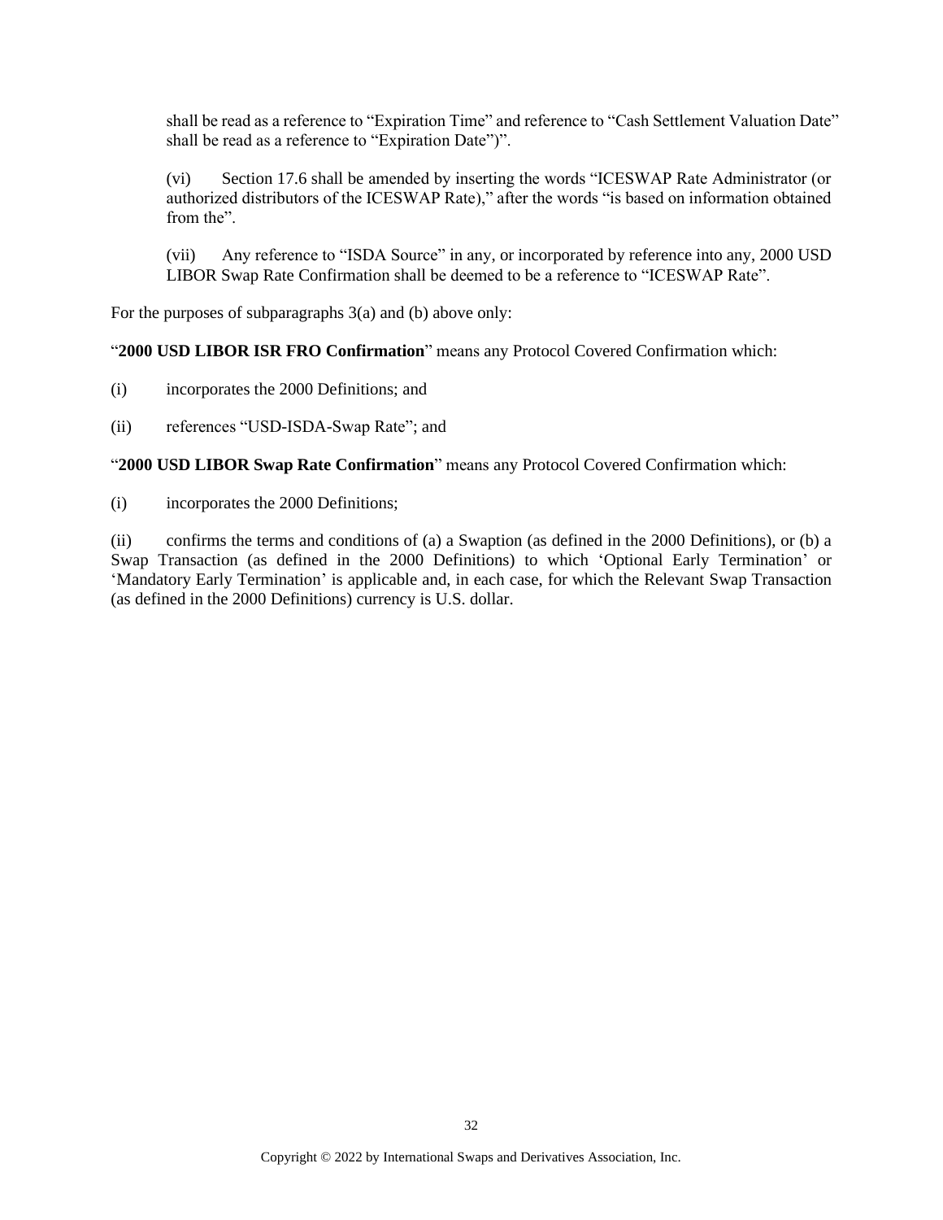shall be read as a reference to "Expiration Time" and reference to "Cash Settlement Valuation Date" shall be read as a reference to "Expiration Date")".

(vi) Section 17.6 shall be amended by inserting the words "ICESWAP Rate Administrator (or authorized distributors of the ICESWAP Rate)," after the words "is based on information obtained from the".

(vii) Any reference to "ISDA Source" in any, or incorporated by reference into any, 2000 USD LIBOR Swap Rate Confirmation shall be deemed to be a reference to "ICESWAP Rate".

For the purposes of subparagraphs 3(a) and (b) above only:

"**2000 USD LIBOR ISR FRO Confirmation**" means any Protocol Covered Confirmation which:

(i) incorporates the 2000 Definitions; and

(ii) references "USD-ISDA-Swap Rate"; and

"**2000 USD LIBOR Swap Rate Confirmation**" means any Protocol Covered Confirmation which:

(i) incorporates the 2000 Definitions;

(ii) confirms the terms and conditions of (a) a Swaption (as defined in the 2000 Definitions), or (b) a Swap Transaction (as defined in the 2000 Definitions) to which 'Optional Early Termination' or 'Mandatory Early Termination' is applicable and, in each case, for which the Relevant Swap Transaction (as defined in the 2000 Definitions) currency is U.S. dollar.

Copyright © 2022 by International Swaps and Derivatives Association, Inc.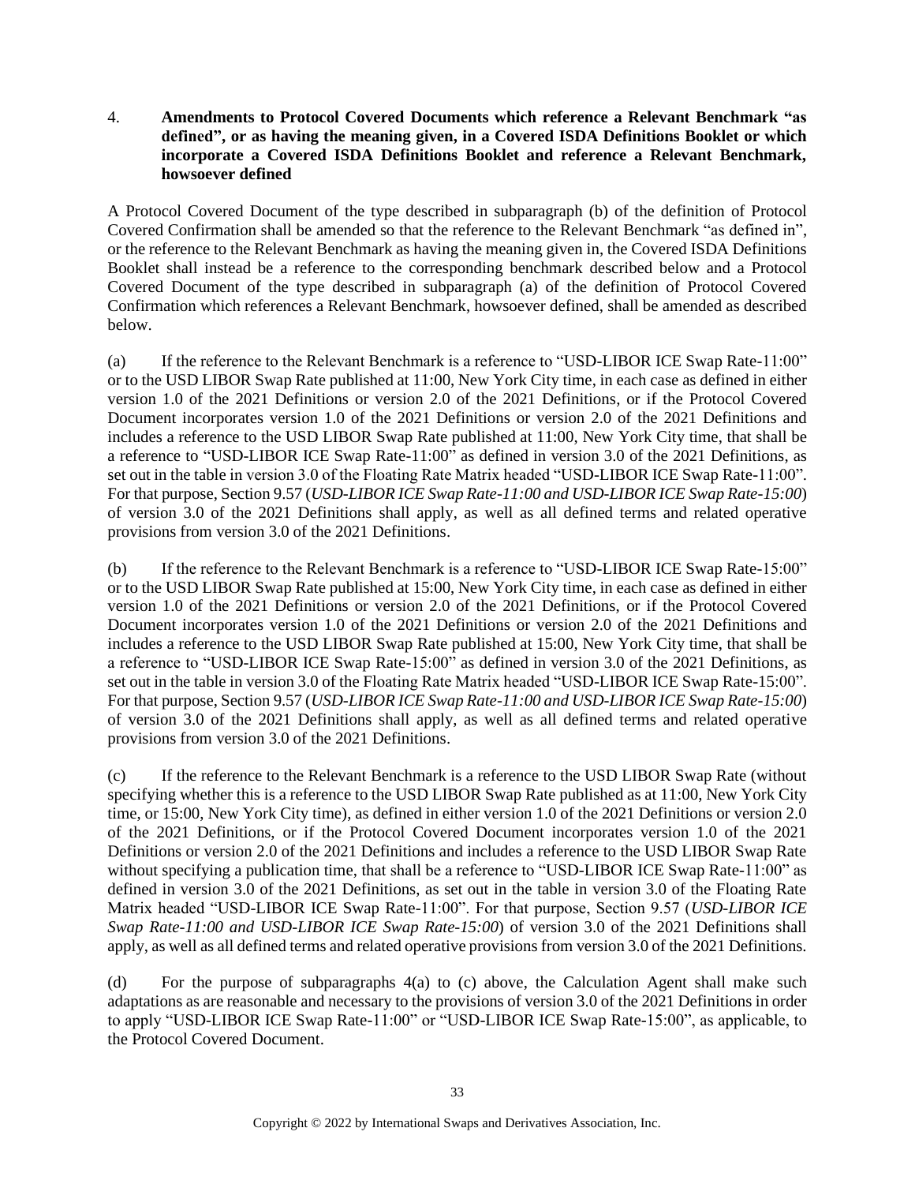## 4. Amendments to Protocol Covered Documents which reference a Relevant Benchmark "as defined", or as having the meaning given, in a Covered ISDA Definitions Booklet or which incorporate a Covered ISDA Definitions Booklet and reference a Relevant Benchmark, howsoever defined

A Protocol Covered Document of the type described in subparagraph (b) of the definition of Protocol Covered Confirmation shall be amended so that the reference to the Relevant Benchmark "as defined in", or the reference to the Relevant Benchmark as having the meaning given in, the Covered ISDA Definitions Booklet shall instead be a reference to the corresponding benchmark described below and a Protocol Covered Document of the type described in subparagraph (a) of the definition of Protocol Covered Confirmation which references a Relevant Benchmark, howsoever defined, shall be amended as described below.

(a) If the reference to the Relevant Benchmark is a reference to "USD-LIBOR ICE Swap Rate-11:00" or to the USD LIBOR Swap Rate published at 11:00, New York City time, in each case as defined in either version 1.0 of the 2021 Definitions or version 2.0 of the 2021 Definitions, or if the Protocol Covered Document incorporates version 1.0 of the 2021 Definitions or version 2.0 of the 2021 Definitions and includes a reference to the USD LIBOR Swap Rate published at 11:00, New York City time, that shall be a reference to "USD-LIBOR ICE Swap Rate-11:00" as defined in version 3.0 of the 2021 Definitions, as set out in the table in version 3.0 of the Floating Rate Matrix headed "USD-LIBOR ICE Swap Rate-11:00". For that purpose, Section 9.57 (*USD-LIBOR ICE Swap Rate-11:00 and USD-LIBOR ICE Swap Rate-15:00*) of version 3.0 of the 2021 Definitions shall apply, as well as all defined terms and related operative provisions from version 3.0 of the 2021 Definitions.

(b) If the reference to the Relevant Benchmark is a reference to "USD-LIBOR ICE Swap Rate-15:00" or to the USD LIBOR Swap Rate published at 15:00, New York City time, in each case as defined in either version 1.0 of the 2021 Definitions or version 2.0 of the 2021 Definitions, or if the Protocol Covered Document incorporates version 1.0 of the 2021 Definitions or version 2.0 of the 2021 Definitions and includes a reference to the USD LIBOR Swap Rate published at 15:00, New York City time, that shall be a reference to "USD-LIBOR ICE Swap Rate-15:00" as defined in version 3.0 of the 2021 Definitions, as set out in the table in version 3.0 of the Floating Rate Matrix headed "USD-LIBOR ICE Swap Rate-15:00". For that purpose, Section 9.57 (*USD-LIBOR ICE Swap Rate-11:00 and USD-LIBOR ICE Swap Rate-15:00*) of version 3.0 of the 2021 Definitions shall apply, as well as all defined terms and related operative provisions from version 3.0 of the 2021 Definitions.

(c) If the reference to the Relevant Benchmark is a reference to the USD LIBOR Swap Rate (without specifying whether this is a reference to the USD LIBOR Swap Rate published as at 11:00, New York City time, or 15:00, New York City time), as defined in either version 1.0 of the 2021 Definitions or version 2.0 of the 2021 Definitions, or if the Protocol Covered Document incorporates version 1.0 of the 2021 Definitions or version 2.0 of the 2021 Definitions and includes a reference to the USD LIBOR Swap Rate without specifying a publication time, that shall be a reference to "USD-LIBOR ICE Swap Rate-11:00" as defined in version 3.0 of the 2021 Definitions, as set out in the table in version 3.0 of the Floating Rate Matrix headed "USD-LIBOR ICE Swap Rate-11:00". For that purpose, Section 9.57 (*USD-LIBOR ICE Swap Rate-11:00 and USD-LIBOR ICE Swap Rate-15:00*) of version 3.0 of the 2021 Definitions shall apply, as well as all defined terms and related operative provisions from version 3.0 of the 2021 Definitions.

(d) For the purpose of subparagraphs 4(a) to (c) above, the Calculation Agent shall make such adaptations as are reasonable and necessary to the provisions of version 3.0 of the 2021 Definitions in order to apply "USD-LIBOR ICE Swap Rate-11:00" or "USD-LIBOR ICE Swap Rate-15:00", as applicable, to the Protocol Covered Document.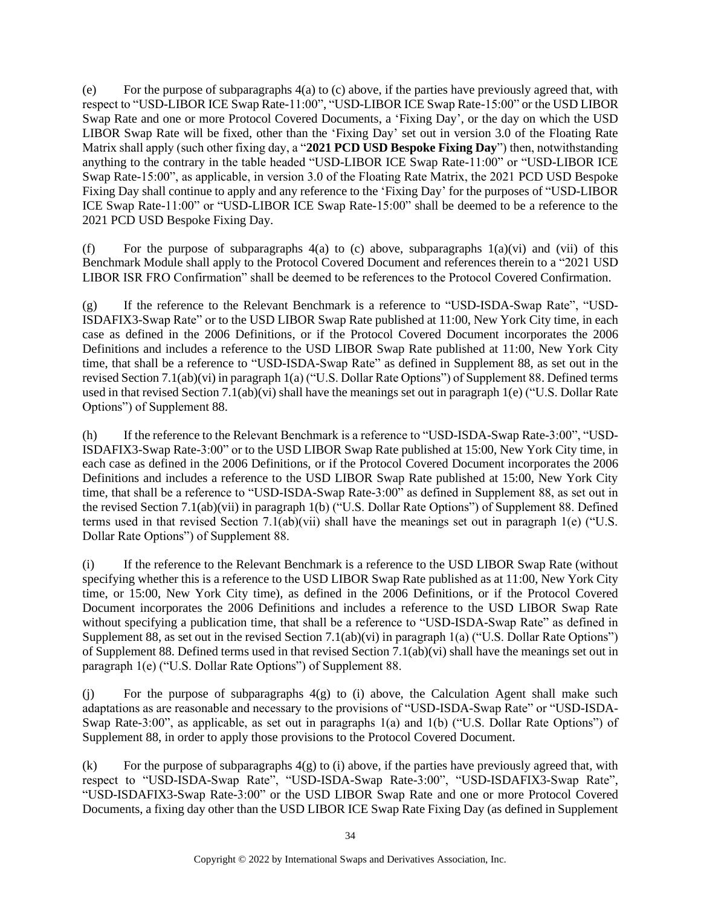(e) For the purpose of subparagraphs 4(a) to (c) above, if the parties have previously agreed that, with respect to "USD-LIBOR ICE Swap Rate-11:00", "USD-LIBOR ICE Swap Rate-15:00" or the USD LIBOR Swap Rate and one or more Protocol Covered Documents, a 'Fixing Day', or the day on which the USD LIBOR Swap Rate will be fixed, other than the 'Fixing Day' set out in version 3.0 of the Floating Rate Matrix shall apply (such other fixing day, a "**2021 PCD USD Bespoke Fixing Day**") then, notwithstanding anything to the contrary in the table headed "USD-LIBOR ICE Swap Rate-11:00" or "USD-LIBOR ICE Swap Rate-15:00", as applicable, in version 3.0 of the Floating Rate Matrix, the 2021 PCD USD Bespoke Fixing Day shall continue to apply and any reference to the 'Fixing Day' for the purposes of "USD-LIBOR ICE Swap Rate-11:00" or "USD-LIBOR ICE Swap Rate-15:00" shall be deemed to be a reference to the 2021 PCD USD Bespoke Fixing Day.

(f) For the purpose of subparagraphs 4(a) to (c) above, subparagraphs 1(a)(vi) and (vii) of this Benchmark Module shall apply to the Protocol Covered Document and references therein to a "2021 USD LIBOR ISR FRO Confirmation" shall be deemed to be references to the Protocol Covered Confirmation.

(g) If the reference to the Relevant Benchmark is a reference to "USD-ISDA-Swap Rate", "USD-ISDAFIX3-Swap Rate" or to the USD LIBOR Swap Rate published at 11:00, New York City time, in each case as defined in the 2006 Definitions, or if the Protocol Covered Document incorporates the 2006 Definitions and includes a reference to the USD LIBOR Swap Rate published at 11:00, New York City time, that shall be a reference to "USD-ISDA-Swap Rate" as defined in Supplement 88, as set out in the revised Section 7.1(ab)(vi) in paragraph 1(a) ("U.S. Dollar Rate Options") of Supplement 88. Defined terms used in that revised Section 7.1(ab)(vi) shall have the meanings set out in paragraph 1(e) ("U.S. Dollar Rate Options") of Supplement 88.

(h) If the reference to the Relevant Benchmark is a reference to "USD-ISDA-Swap Rate-3:00", "USD-ISDAFIX3-Swap Rate-3:00" or to the USD LIBOR Swap Rate published at 15:00, New York City time, in each case as defined in the 2006 Definitions, or if the Protocol Covered Document incorporates the 2006 Definitions and includes a reference to the USD LIBOR Swap Rate published at 15:00, New York City time, that shall be a reference to "USD-ISDA-Swap Rate-3:00" as defined in Supplement 88, as set out in the revised Section 7.1(ab)(vii) in paragraph 1(b) ("U.S. Dollar Rate Options") of Supplement 88. Defined terms used in that revised Section 7.1(ab)(vii) shall have the meanings set out in paragraph 1(e) ("U.S. Dollar Rate Options") of Supplement 88.

(i) If the reference to the Relevant Benchmark is a reference to the USD LIBOR Swap Rate (without specifying whether this is a reference to the USD LIBOR Swap Rate published as at 11:00, New York City time, or 15:00, New York City time), as defined in the 2006 Definitions, or if the Protocol Covered Document incorporates the 2006 Definitions and includes a reference to the USD LIBOR Swap Rate without specifying a publication time, that shall be a reference to "USD-ISDA-Swap Rate" as defined in Supplement 88, as set out in the revised Section 7.1(ab)(vi) in paragraph 1(a) ("U.S. Dollar Rate Options") of Supplement 88. Defined terms used in that revised Section 7.1(ab)(vi) shall have the meanings set out in paragraph 1(e) ("U.S. Dollar Rate Options") of Supplement 88.

(j) For the purpose of subparagraphs 4(g) to (i) above, the Calculation Agent shall make such adaptations as are reasonable and necessary to the provisions of "USD-ISDA-Swap Rate" or "USD-ISDA-Swap Rate-3:00", as applicable, as set out in paragraphs 1(a) and 1(b) ("U.S. Dollar Rate Options") of Supplement 88, in order to apply those provisions to the Protocol Covered Document.

(k) For the purpose of subparagraphs 4(g) to (i) above, if the parties have previously agreed that, with respect to "USD-ISDA-Swap Rate", "USD-ISDA-Swap Rate-3:00", "USD-ISDAFIX3-Swap Rate", "USD-ISDAFIX3-Swap Rate-3:00" or the USD LIBOR Swap Rate and one or more Protocol Covered Documents, a fixing day other than the USD LIBOR ICE Swap Rate Fixing Day (as defined in Supplement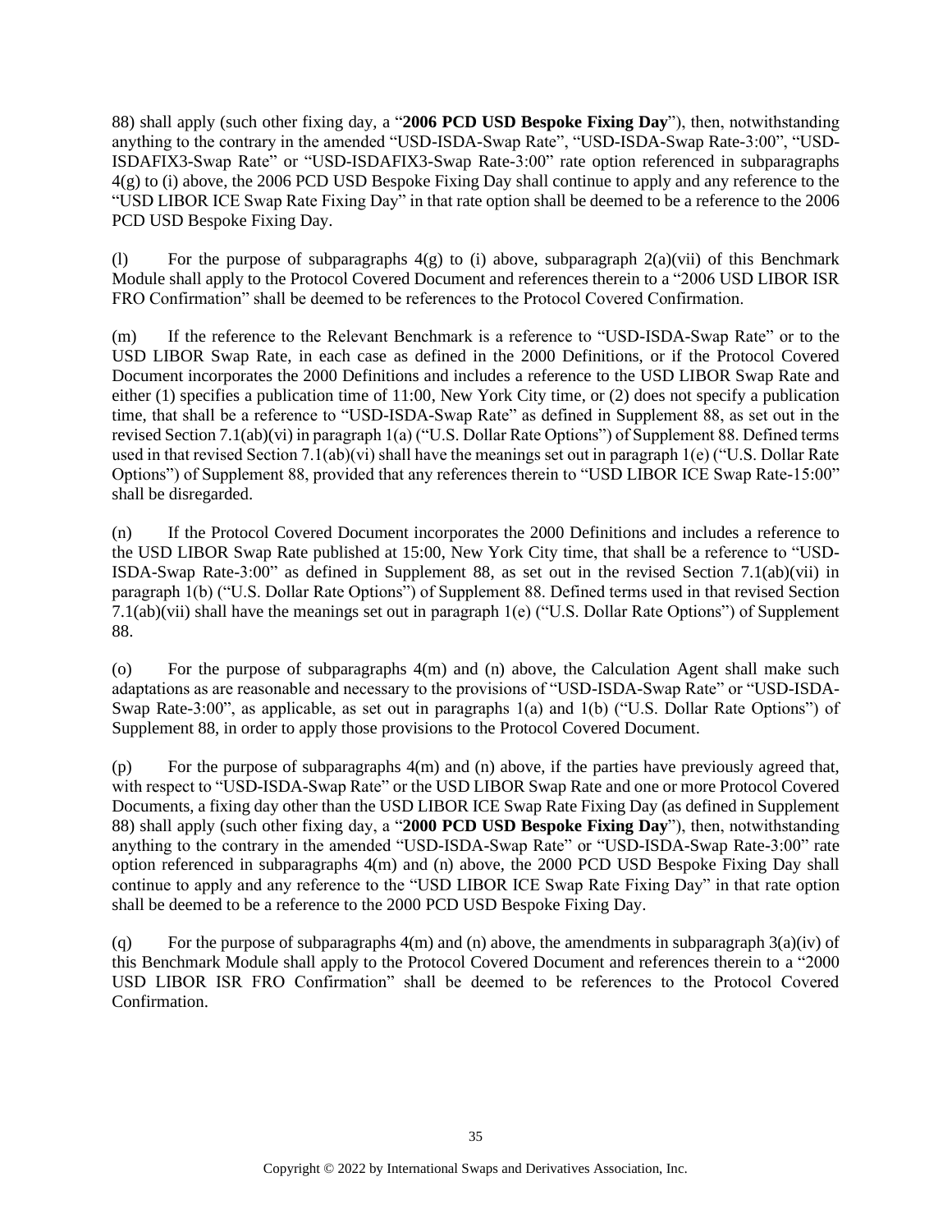88) shall apply (such other fixing day, a "**2006 PCD USD Bespoke Fixing Day**"), then, notwithstanding anything to the contrary in the amended "USD-ISDA-Swap Rate", "USD-ISDA-Swap Rate-3:00", "USD-ISDAFIX3-Swap Rate" or "USD-ISDAFIX3-Swap Rate-3:00" rate option referenced in subparagraphs 4(g) to (i) above, the 2006 PCD USD Bespoke Fixing Day shall continue to apply and any reference to the "USD LIBOR ICE Swap Rate Fixing Day" in that rate option shall be deemed to be a reference to the 2006 PCD USD Bespoke Fixing Day.

(l) For the purpose of subparagraphs 4(g) to (i) above, subparagraph 2(a)(vii) of this Benchmark Module shall apply to the Protocol Covered Document and references therein to a "2006 USD LIBOR ISR FRO Confirmation" shall be deemed to be references to the Protocol Covered Confirmation.

(m) If the reference to the Relevant Benchmark is a reference to "USD-ISDA-Swap Rate" or to the USD LIBOR Swap Rate, in each case as defined in the 2000 Definitions, or if the Protocol Covered Document incorporates the 2000 Definitions and includes a reference to the USD LIBOR Swap Rate and either (1) specifies a publication time of 11:00, New York City time, or (2) does not specify a publication time, that shall be a reference to "USD-ISDA-Swap Rate" as defined in Supplement 88, as set out in the revised Section 7.1(ab)(vi) in paragraph 1(a) ("U.S. Dollar Rate Options") of Supplement 88. Defined terms used in that revised Section 7.1(ab)(vi) shall have the meanings set out in paragraph 1(e) ("U.S. Dollar Rate Options") of Supplement 88, provided that any references therein to "USD LIBOR ICE Swap Rate-15:00" shall be disregarded.

(n) If the Protocol Covered Document incorporates the 2000 Definitions and includes a reference to the USD LIBOR Swap Rate published at 15:00, New York City time, that shall be a reference to "USD-ISDA-Swap Rate-3:00" as defined in Supplement 88, as set out in the revised Section 7.1(ab)(vii) in paragraph 1(b) ("U.S. Dollar Rate Options") of Supplement 88. Defined terms used in that revised Section 7.1(ab)(vii) shall have the meanings set out in paragraph 1(e) ("U.S. Dollar Rate Options") of Supplement 88.

(o) For the purpose of subparagraphs 4(m) and (n) above, the Calculation Agent shall make such adaptations as are reasonable and necessary to the provisions of "USD-ISDA-Swap Rate" or "USD-ISDA-Swap Rate-3:00", as applicable, as set out in paragraphs 1(a) and 1(b) ("U.S. Dollar Rate Options") of Supplement 88, in order to apply those provisions to the Protocol Covered Document.

(p) For the purpose of subparagraphs 4(m) and (n) above, if the parties have previously agreed that, with respect to "USD-ISDA-Swap Rate" or the USD LIBOR Swap Rate and one or more Protocol Covered Documents, a fixing day other than the USD LIBOR ICE Swap Rate Fixing Day (as defined in Supplement 88) shall apply (such other fixing day, a "**2000 PCD USD Bespoke Fixing Day**"), then, notwithstanding anything to the contrary in the amended "USD-ISDA-Swap Rate" or "USD-ISDA-Swap Rate-3:00" rate option referenced in subparagraphs 4(m) and (n) above, the 2000 PCD USD Bespoke Fixing Day shall continue to apply and any reference to the "USD LIBOR ICE Swap Rate Fixing Day" in that rate option shall be deemed to be a reference to the 2000 PCD USD Bespoke Fixing Day.

(q) For the purpose of subparagraphs 4(m) and (n) above, the amendments in subparagraph 3(a)(iv) of this Benchmark Module shall apply to the Protocol Covered Document and references therein to a "2000 USD LIBOR ISR FRO Confirmation" shall be deemed to be references to the Protocol Covered Confirmation.

Copyright © 2022 by International Swaps and Derivatives Association, Inc.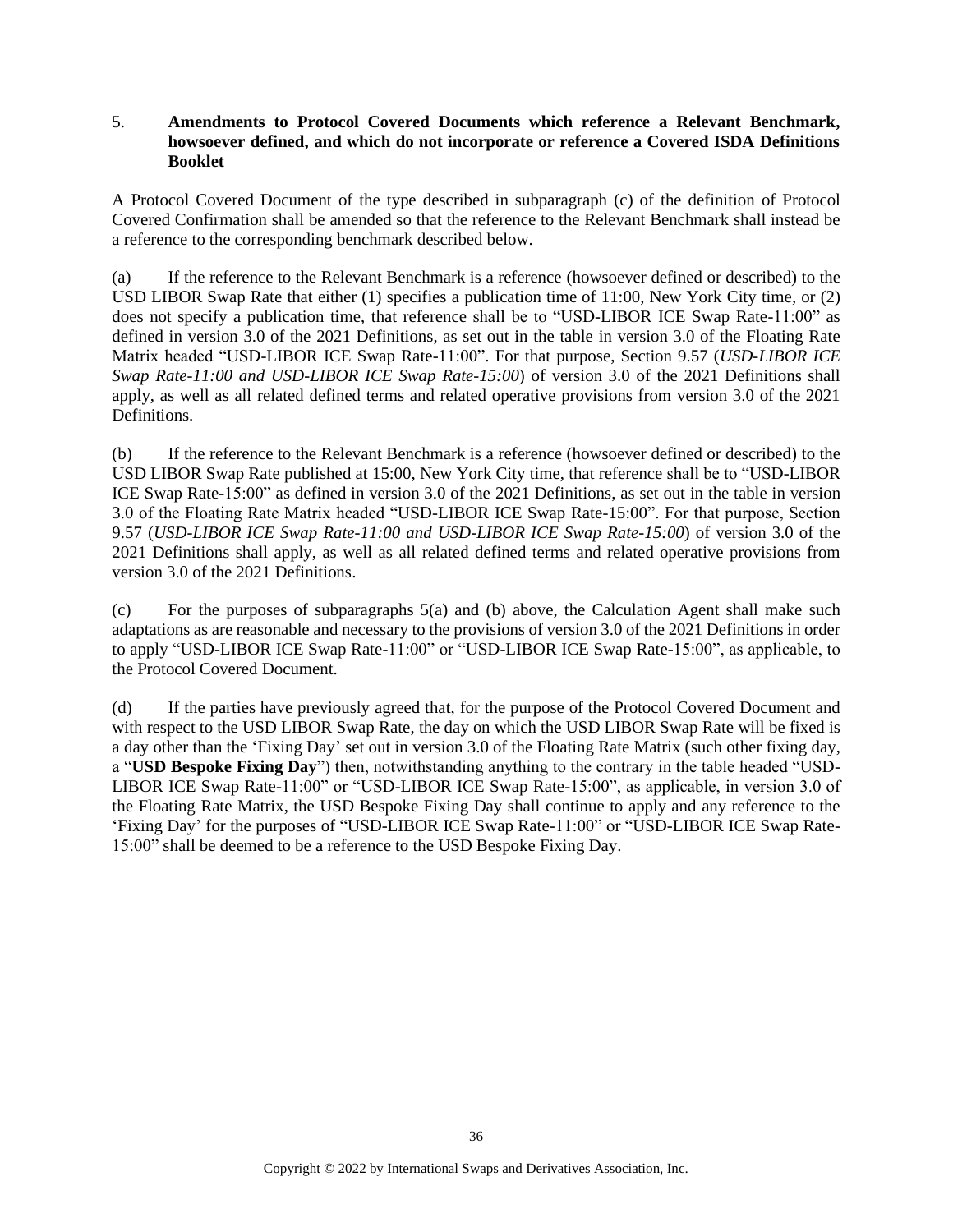## 5. Amendments to Protocol Covered Documents which reference a Relevant Benchmark, howsoever defined, and which do not incorporate or reference a Covered ISDA Definitions Booklet

A Protocol Covered Document of the type described in subparagraph (c) of the definition of Protocol Covered Confirmation shall be amended so that the reference to the Relevant Benchmark shall instead be a reference to the corresponding benchmark described below.

(a) If the reference to the Relevant Benchmark is a reference (howsoever defined or described) to the USD LIBOR Swap Rate that either (1) specifies a publication time of 11:00, New York City time, or (2) does not specify a publication time, that reference shall be to "USD-LIBOR ICE Swap Rate-11:00" as defined in version 3.0 of the 2021 Definitions, as set out in the table in version 3.0 of the Floating Rate Matrix headed "USD-LIBOR ICE Swap Rate-11:00". For that purpose, Section 9.57 (*USD-LIBOR ICE Swap Rate-11:00 and USD-LIBOR ICE Swap Rate-15:00*) of version 3.0 of the 2021 Definitions shall apply, as well as all related defined terms and related operative provisions from version 3.0 of the 2021 Definitions.

(b) If the reference to the Relevant Benchmark is a reference (howsoever defined or described) to the USD LIBOR Swap Rate published at 15:00, New York City time, that reference shall be to "USD-LIBOR ICE Swap Rate-15:00" as defined in version 3.0 of the 2021 Definitions, as set out in the table in version 3.0 of the Floating Rate Matrix headed "USD-LIBOR ICE Swap Rate-15:00". For that purpose, Section 9.57 (*USD-LIBOR ICE Swap Rate-11:00 and USD-LIBOR ICE Swap Rate-15:00*) of version 3.0 of the 2021 Definitions shall apply, as well as all related defined terms and related operative provisions from version 3.0 of the 2021 Definitions.

(c) For the purposes of subparagraphs 5(a) and (b) above, the Calculation Agent shall make such adaptations as are reasonable and necessary to the provisions of version 3.0 of the 2021 Definitions in order to apply "USD-LIBOR ICE Swap Rate-11:00" or "USD-LIBOR ICE Swap Rate-15:00", as applicable, to the Protocol Covered Document.

(d) If the parties have previously agreed that, for the purpose of the Protocol Covered Document and with respect to the USD LIBOR Swap Rate, the day on which the USD LIBOR Swap Rate will be fixed is a day other than the 'Fixing Day' set out in version 3.0 of the Floating Rate Matrix (such other fixing day, a "**USD Bespoke Fixing Day**") then, notwithstanding anything to the contrary in the table headed "USD-LIBOR ICE Swap Rate-11:00" or "USD-LIBOR ICE Swap Rate-15:00", as applicable, in version 3.0 of the Floating Rate Matrix, the USD Bespoke Fixing Day shall continue to apply and any reference to the 'Fixing Day' for the purposes of "USD-LIBOR ICE Swap Rate-11:00" or "USD-LIBOR ICE Swap Rate-15:00" shall be deemed to be a reference to the USD Bespoke Fixing Day.

Copyright © 2022 by International Swaps and Derivatives Association, Inc.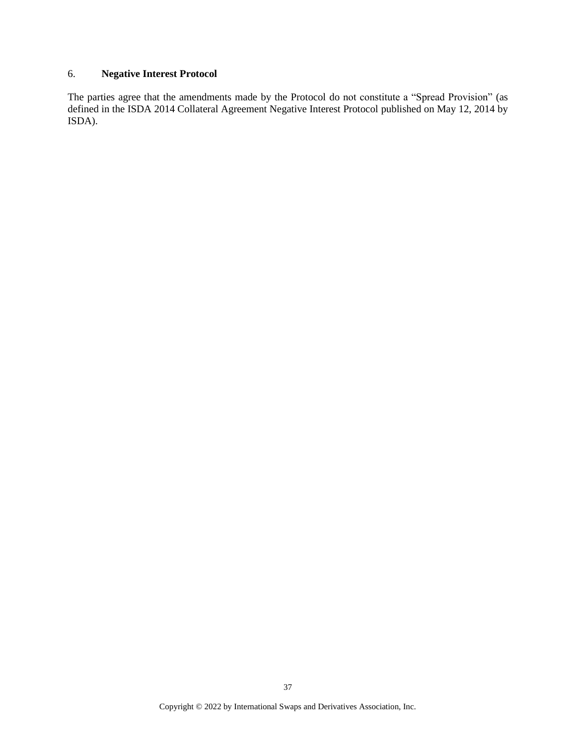## 6. **Negative Interest Protocol**

The parties agree that the amendments made by the Protocol do not constitute a "Spread Provision" (as defined in the ISDA 2014 Collateral Agreement Negative Interest Protocol published on May 12, 2014 by ISDA).